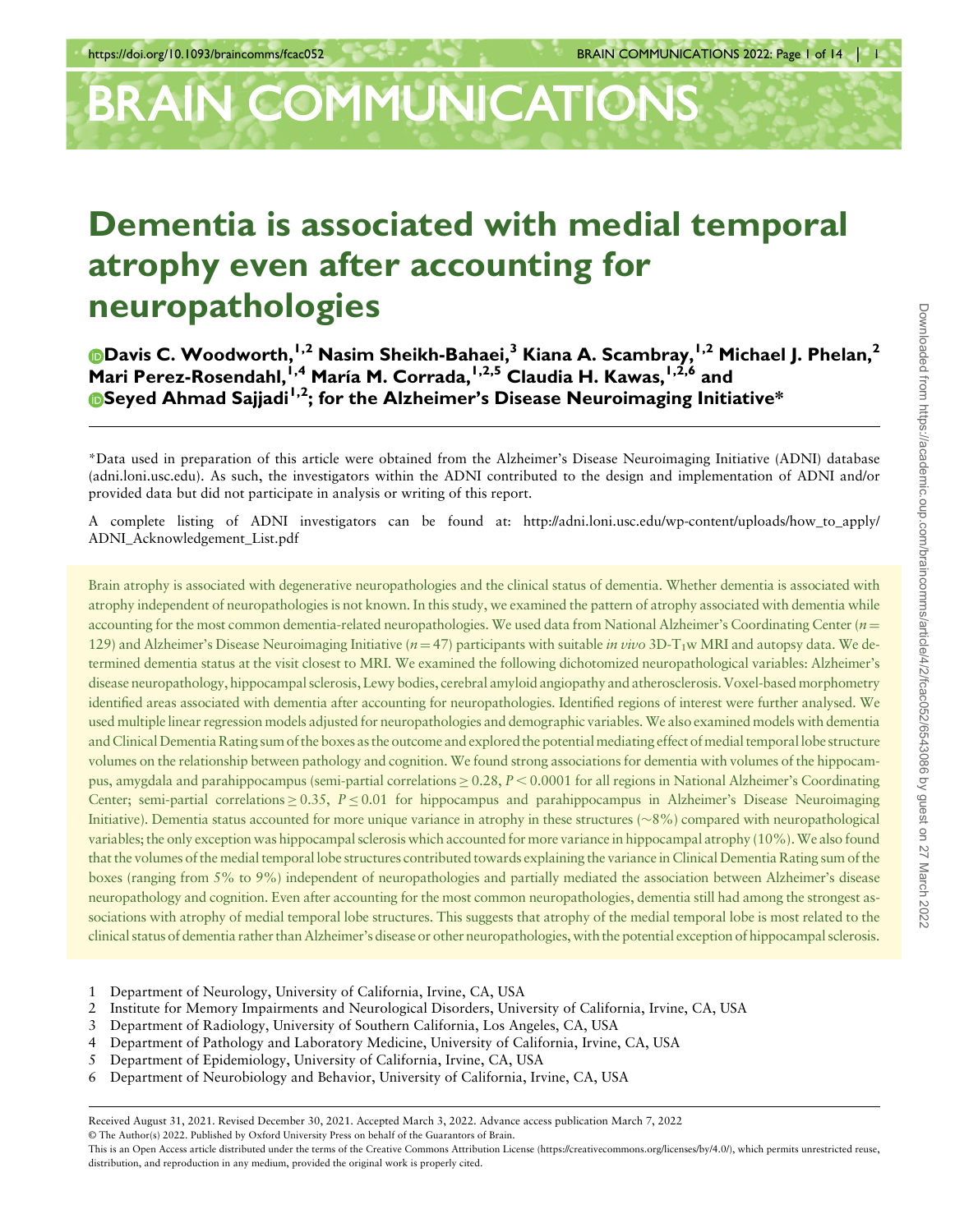# Dementia is associated with medial temporal atrophy even after accounting for neuropathologies

Davis C. Woodworth,[1,2] Nasim Sheikh-Bahaei,[3] Kiana A. Scambray,[1,2] Michael J. Phelan,[2] Mari Perez-Rosendahl,[1,4] María M. Corrada,[1,2,5] Claudia H. Kawas,[1,2,6] and Seyed Ahmad Sajjadi[1,2]; for the Alzheimer's Disease Neuroimaging Initiative*

*Data used in preparation of this article were obtained from the Alzheimer's Disease Neuroimaging Initiative (ADNI) database (adni.loni.usc.edu). As such, the investigators within the ADNI contributed to the design and implementation of ADNI and/or provided data but did not participate in analysis or writing of this report.

A complete listing of ADNI investigators can be found at: http://adni.loni.usc.edu/wp-content/uploads/how_to_apply/ADNI_Acknowledgement_List.pdf

Brain atrophy is associated with degenerative neuropathologies and the clinical status of dementia. Whether dementia is associated with atrophy independent of neuropathologies is not known. In this study, we examined the pattern of atrophy associated with dementia while accounting for the most common dementia-related neuropathologies. We used data from National Alzheimer's Coordinating Center ($n = 129$) and Alzheimer's Disease Neuroimaging Initiative ($n = 47$) participants with suitable *in vivo* 3D-$T_1$w MRI and autopsy data. We determined dementia status at the visit closest to MRI. We examined the following dichotomized neuropathological variables: Alzheimer's disease neuropathology, hippocampal sclerosis, Lewy bodies, cerebral amyloid angiopathy and atherosclerosis. Voxel-based morphometry identified areas associated with dementia after accounting for neuropathologies. Identified regions of interest were further analysed. We used multiple linear regression models adjusted for neuropathologies and demographic variables. We also examined models with dementia and Clinical Dementia Rating sum of the boxes as the outcome and explored the potential mediating effect of medial temporal lobe structure volumes on the relationship between pathology and cognition. We found strong associations for dementia with volumes of the hippocampus, amygdala and parahippocampus (semi-partial correlations $\geq 0.28$, $P < 0.0001$ for all regions in National Alzheimer's Coordinating Center; semi-partial correlations $\geq 0.35$, $P \leq 0.01$ for hippocampus and parahippocampus in Alzheimer's Disease Neuroimaging Initiative). Dementia status accounted for more unique variance in atrophy in these structures (~8%) compared with neuropathological variables; the only exception was hippocampal sclerosis which accounted for more variance in hippocampal atrophy (10%). We also found that the volumes of the medial temporal lobe structures contributed towards explaining the variance in Clinical Dementia Rating sum of the boxes (ranging from 5% to 9%) independent of neuropathologies and partially mediated the association between Alzheimer's disease neuropathology and cognition. Even after accounting for the most common neuropathologies, dementia still had among the strongest associations with atrophy of medial temporal lobe structures. This suggests that atrophy of the medial temporal lobe is most related to the clinical status of dementia rather than Alzheimer's disease or other neuropathologies, with the potential exception of hippocampal sclerosis.

1 Department of Neurology, University of California, Irvine, CA, USA
2 Institute for Memory Impairments and Neurological Disorders, University of California, Irvine, CA, USA
3 Department of Radiology, University of Southern California, Los Angeles, CA, USA
4 Department of Pathology and Laboratory Medicine, University of California, Irvine, CA, USA
5 Department of Epidemiology, University of California, Irvine, CA, USA
6 Department of Neurobiology and Behavior, University of California, Irvine, CA, USA

Received August 31, 2021. Revised December 30, 2021. Accepted March 3, 2022. Advance access publication March 7, 2022
© The Author(s) 2022. Published by Oxford University Press on behalf of the Guarantors of Brain.
This is an Open Access article distributed under the terms of the Creative Commons Attribution License (https://creativecommons.org/licenses/by/4.0/), which permits unrestricted reuse, distribution, and reproduction in any medium, provided the original work is properly cited.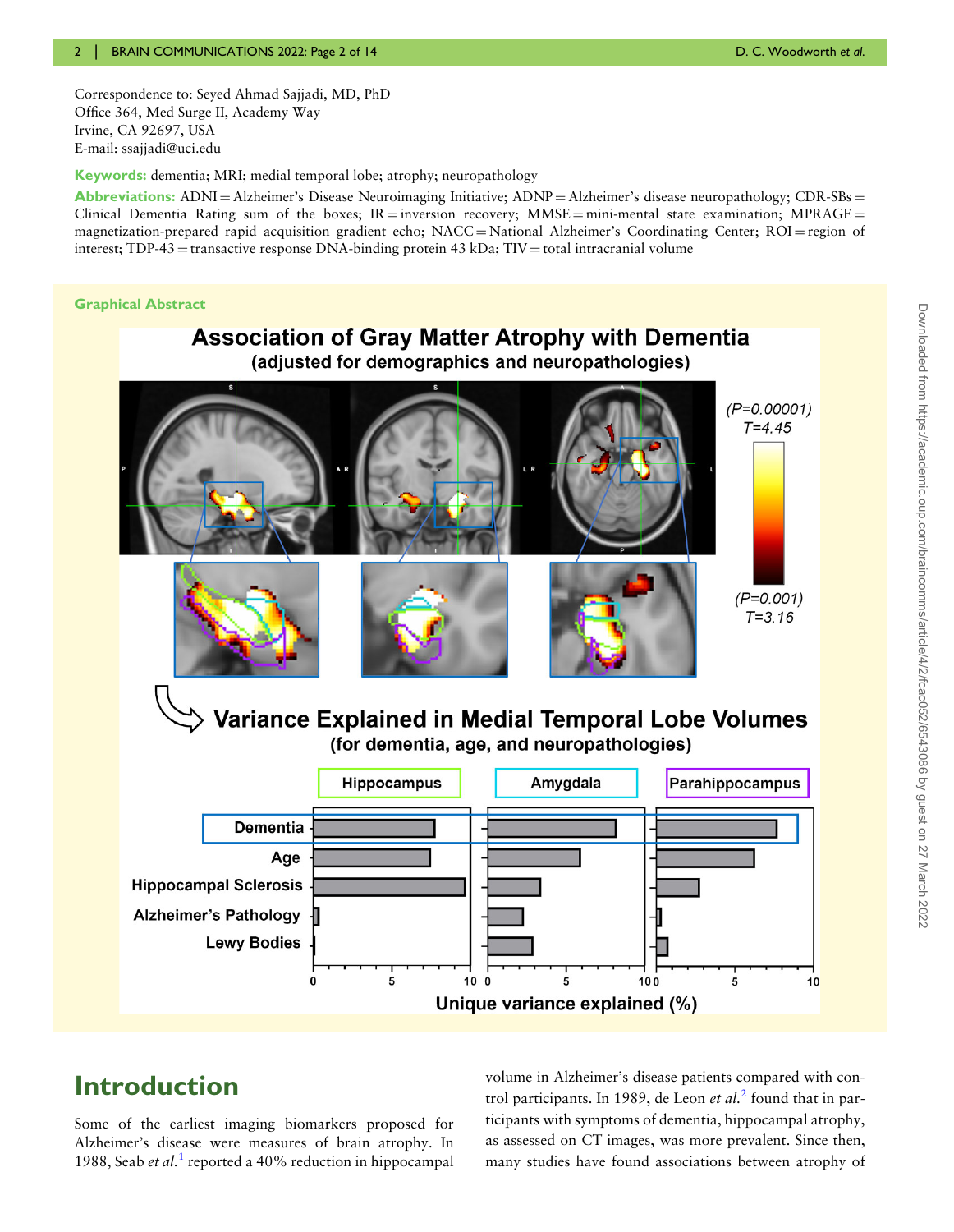Correspondence to: Seyed Ahmad Sajjadi, MD, PhD
Office 364, Med Surge II, Academy Way
Irvine, CA 92697, USA
E-mail: ssajjadi@uci.edu

**Keywords:** dementia; MRI; medial temporal lobe; atrophy; neuropathology

**Abbreviations:** ADNI = Alzheimer's Disease Neuroimaging Initiative; ADNP = Alzheimer's disease neuropathology; CDR-SBs = Clinical Dementia Rating sum of the boxes; IR = inversion recovery; MMSE = mini-mental state examination; MPRAGE = magnetization-prepared rapid acquisition gradient echo; NACC = National Alzheimer's Coordinating Center; ROI = region of interest; TDP-43 = transactive response DNA-binding protein 43 kDa; TIV = total intracranial volume

**Graphical Abstract**

## Introduction

Some of the earliest imaging biomarkers proposed for Alzheimer's disease were measures of brain atrophy. In 1988, Seab *et al.*[1] reported a 40% reduction in hippocampal volume in Alzheimer's disease patients compared with control participants. In 1989, de Leon *et al.*[2] found that in participants with symptoms of dementia, hippocampal atrophy, as assessed on CT images, was more prevalent. Since then, many studies have found associations between atrophy of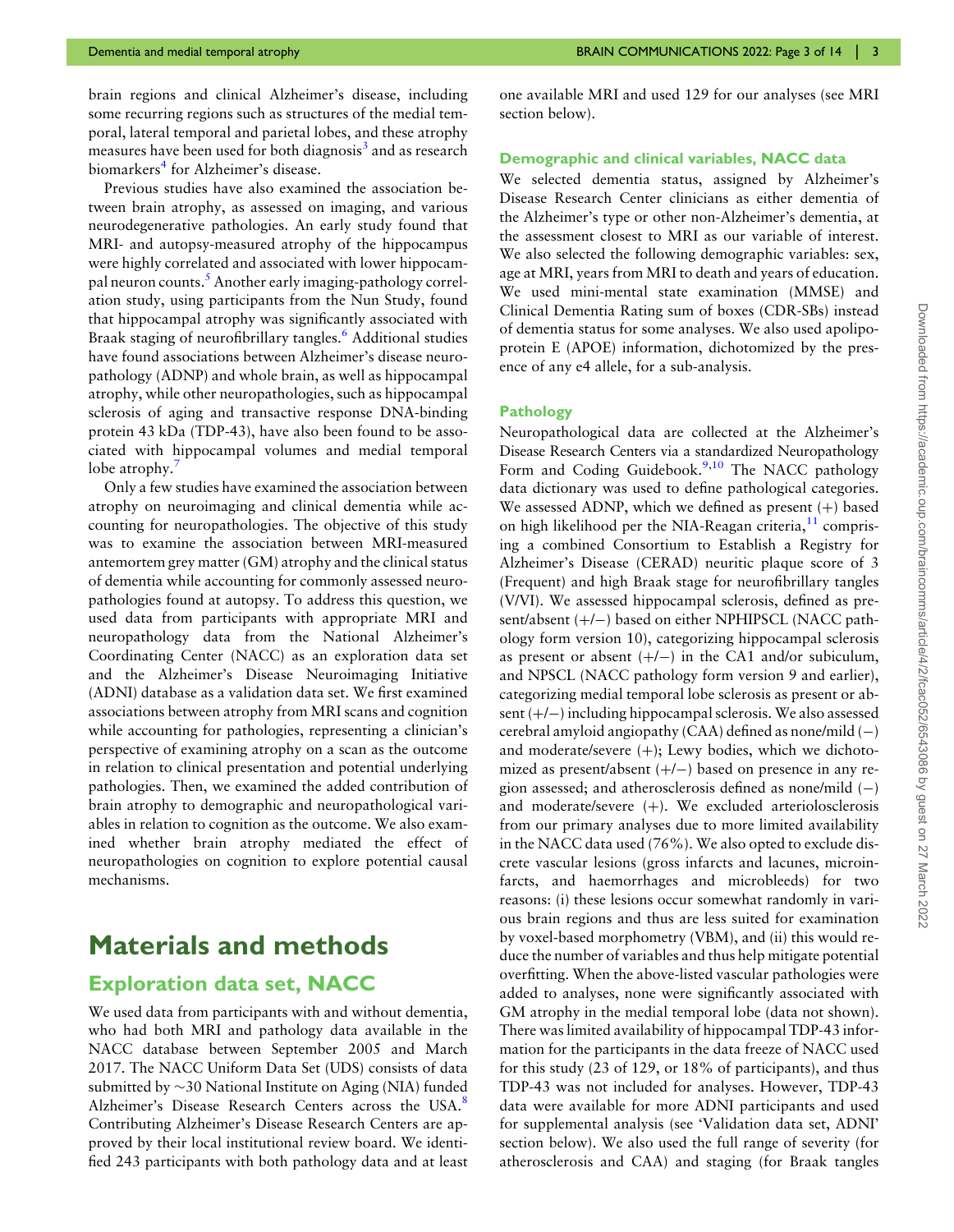brain regions and clinical Alzheimer's disease, including some recurring regions such as structures of the medial temporal, lateral temporal and parietal lobes, and these atrophy measures have been used for both diagnosis[3] and as research biomarkers[4] for Alzheimer's disease.

Previous studies have also examined the association between brain atrophy, as assessed on imaging, and various neurodegenerative pathologies. An early study found that MRI- and autopsy-measured atrophy of the hippocampus were highly correlated and associated with lower hippocampal neuron counts.[5] Another early imaging-pathology correlation study, using participants from the Nun Study, found that hippocampal atrophy was significantly associated with Braak staging of neurofibrillary tangles.[6] Additional studies have found associations between Alzheimer's disease neuropathology (ADNP) and whole brain, as well as hippocampal atrophy, while other neuropathologies, such as hippocampal sclerosis of aging and transactive response DNA-binding protein 43 kDa (TDP-43), have also been found to be associated with hippocampal volumes and medial temporal lobe atrophy.[7]

Only a few studies have examined the association between atrophy on neuroimaging and clinical dementia while accounting for neuropathologies. The objective of this study was to examine the association between MRI-measured antemortem grey matter (GM) atrophy and the clinical status of dementia while accounting for commonly assessed neuropathologies found at autopsy. To address this question, we used data from participants with appropriate MRI and neuropathology data from the National Alzheimer's Coordinating Center (NACC) as an exploration data set and the Alzheimer's Disease Neuroimaging Initiative (ADNI) database as a validation data set. We first examined associations between atrophy from MRI scans and cognition while accounting for pathologies, representing a clinician's perspective of examining atrophy on a scan as the outcome in relation to clinical presentation and potential underlying pathologies. Then, we examined the added contribution of brain atrophy to demographic and neuropathological variables in relation to cognition as the outcome. We also examined whether brain atrophy mediated the effect of neuropathologies on cognition to explore potential causal mechanisms.

# Materials and methods

## Exploration data set, NACC

We used data from participants with and without dementia, who had both MRI and pathology data available in the NACC database between September 2005 and March 2017. The NACC Uniform Data Set (UDS) consists of data submitted by ~30 National Institute on Aging (NIA) funded Alzheimer's Disease Research Centers across the USA.[8] Contributing Alzheimer's Disease Research Centers are approved by their local institutional review board. We identified 243 participants with both pathology data and at least one available MRI and used 129 for our analyses (see MRI section below).

### Demographic and clinical variables, NACC data

We selected dementia status, assigned by Alzheimer's Disease Research Center clinicians as either dementia of the Alzheimer's type or other non-Alzheimer's dementia, at the assessment closest to MRI as our variable of interest. We also selected the following demographic variables: sex, age at MRI, years from MRI to death and years of education. We used mini-mental state examination (MMSE) and Clinical Dementia Rating sum of boxes (CDR-SBs) instead of dementia status for some analyses. We also used apolipoprotein E (APOE) information, dichotomized by the presence of any e4 allele, for a sub-analysis.

### Pathology

Neuropathological data are collected at the Alzheimer's Disease Research Centers via a standardized Neuropathology Form and Coding Guidebook.[9,10] The NACC pathology data dictionary was used to define pathological categories. We assessed ADNP, which we defined as present (+) based on high likelihood per the NIA-Reagan criteria,[11] comprising a combined Consortium to Establish a Registry for Alzheimer's Disease (CERAD) neuritic plaque score of 3 (Frequent) and high Braak stage for neurofibrillary tangles (V/VI). We assessed hippocampal sclerosis, defined as present/absent (+/−) based on either NPHIPSCL (NACC pathology form version 10), categorizing hippocampal sclerosis as present or absent (+/−) in the CA1 and/or subiculum, and NPSCL (NACC pathology form version 9 and earlier), categorizing medial temporal lobe sclerosis as present or absent (+/−) including hippocampal sclerosis. We also assessed cerebral amyloid angiopathy (CAA) defined as none/mild (−) and moderate/severe (+); Lewy bodies, which we dichotomized as present/absent (+/−) based on presence in any region assessed; and atherosclerosis defined as none/mild (−) and moderate/severe (+). We excluded arteriolosclerosis from our primary analyses due to more limited availability in the NACC data used (76%). We also opted to exclude discrete vascular lesions (gross infarcts and lacunes, microinfarcts, and haemorrhages and microbleeds) for two reasons: (i) these lesions occur somewhat randomly in various brain regions and thus are less suited for examination by voxel-based morphometry (VBM), and (ii) this would reduce the number of variables and thus help mitigate potential overfitting. When the above-listed vascular pathologies were added to analyses, none were significantly associated with GM atrophy in the medial temporal lobe (data not shown). There was limited availability of hippocampal TDP-43 information for the participants in the data freeze of NACC used for this study (23 of 129, or 18% of participants), and thus TDP-43 was not included for analyses. However, TDP-43 data were available for more ADNI participants and used for supplemental analysis (see 'Validation data set, ADNI' section below). We also used the full range of severity (for atherosclerosis and CAA) and staging (for Braak tangles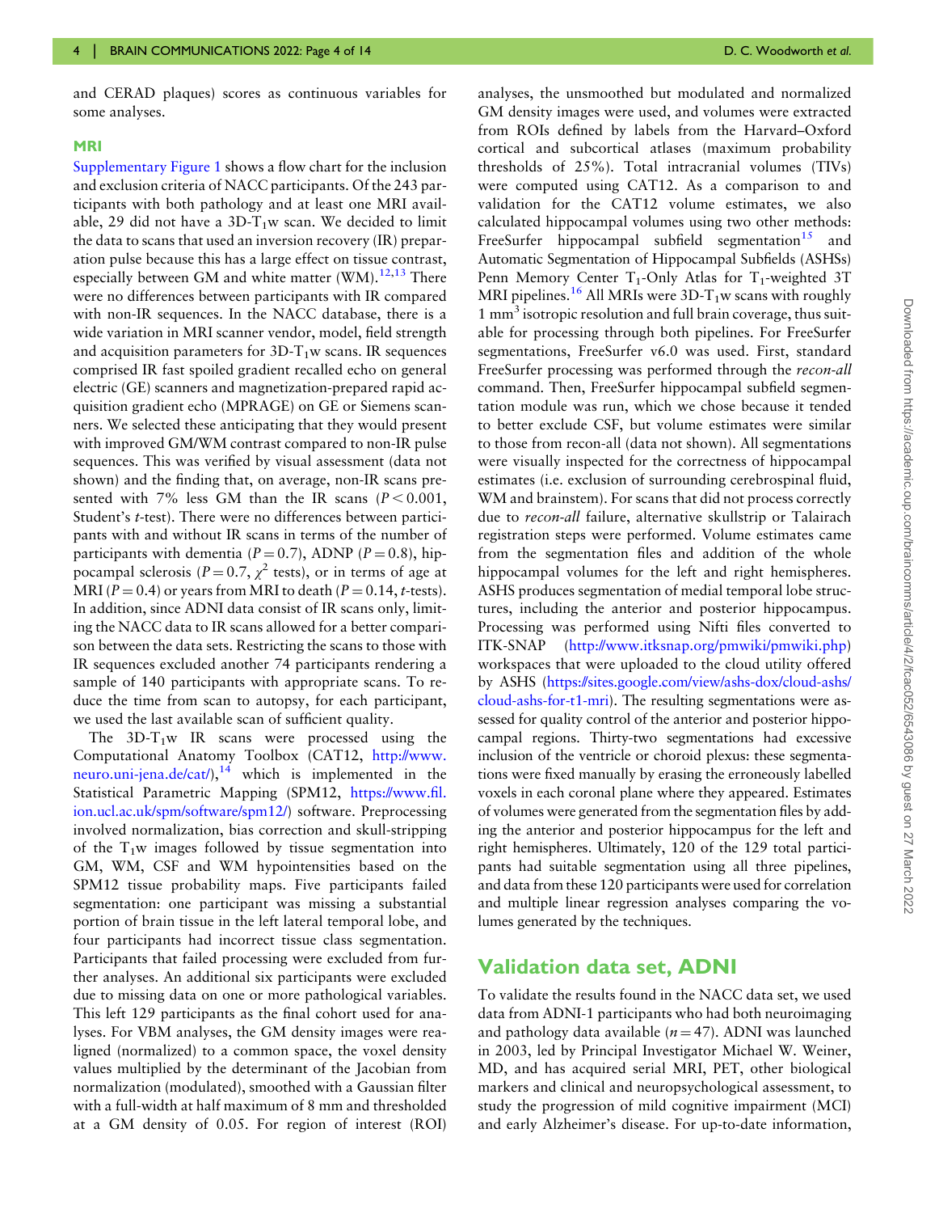and CERAD plaques) scores as continuous variables for some analyses.

### MRI

Supplementary Figure 1 shows a flow chart for the inclusion and exclusion criteria of NACC participants. Of the 243 participants with both pathology and at least one MRI available, 29 did not have a 3D-$T_1$w scan. We decided to limit the data to scans that used an inversion recovery (IR) preparation pulse because this has a large effect on tissue contrast, especially between GM and white matter (WM).[12,13] There were no differences between participants with IR compared with non-IR sequences. In the NACC database, there is a wide variation in MRI scanner vendor, model, field strength and acquisition parameters for 3D-$T_1$w scans. IR sequences comprised IR fast spoiled gradient recalled echo on general electric (GE) scanners and magnetization-prepared rapid acquisition gradient echo (MPRAGE) on GE or Siemens scanners. We selected these anticipating that they would present with improved GM/WM contrast compared to non-IR pulse sequences. This was verified by visual assessment (data not shown) and the finding that, on average, non-IR scans presented with 7% less GM than the IR scans ($P < 0.001$, Student's *t*-test). There were no differences between participants with and without IR scans in terms of the number of participants with dementia ($P = 0.7$), ADNP ($P = 0.8$), hippocampal sclerosis ($P = 0.7$, $\chi^2$ tests), or in terms of age at MRI ($P = 0.4$) or years from MRI to death ($P = 0.14$, *t*-tests). In addition, since ADNI data consist of IR scans only, limiting the NACC data to IR scans allowed for a better comparison between the data sets. Restricting the scans to those with IR sequences excluded another 74 participants rendering a sample of 140 participants with appropriate scans. To reduce the time from scan to autopsy, for each participant, we used the last available scan of sufficient quality.

The 3D-$T_1$w IR scans were processed using the Computational Anatomy Toolbox (CAT12, http://www.neuro.uni-jena.de/cat/),[14] which is implemented in the Statistical Parametric Mapping (SPM12, https://www.fil.ion.ucl.ac.uk/spm/software/spm12/) software. Preprocessing involved normalization, bias correction and skull-stripping of the $T_1$w images followed by tissue segmentation into GM, WM, CSF and WM hypointensities based on the SPM12 tissue probability maps. Five participants failed segmentation: one participant was missing a substantial portion of brain tissue in the left lateral temporal lobe, and four participants had incorrect tissue class segmentation. Participants that failed processing were excluded from further analyses. An additional six participants were excluded due to missing data on one or more pathological variables. This left 129 participants as the final cohort used for analyses. For VBM analyses, the GM density images were realigned (normalized) to a common space, the voxel density values multiplied by the determinant of the Jacobian from normalization (modulated), smoothed with a Gaussian filter with a full-width at half maximum of 8 mm and thresholded at a GM density of 0.05. For region of interest (ROI) analyses, the unsmoothed but modulated and normalized GM density images were used, and volumes were extracted from ROIs defined by labels from the Harvard–Oxford cortical and subcortical atlases (maximum probability thresholds of 25%). Total intracranial volumes (TIVs) were computed using CAT12. As a comparison to and validation for the CAT12 volume estimates, we also calculated hippocampal volumes using two other methods: FreeSurfer hippocampal subfield segmentation[15] and Automatic Segmentation of Hippocampal Subfields (ASHSs) Penn Memory Center $T_1$-Only Atlas for $T_1$-weighted 3T MRI pipelines.[16] All MRIs were 3D-$T_1$w scans with roughly 1 $mm^3$ isotropic resolution and full brain coverage, thus suitable for processing through both pipelines. For FreeSurfer segmentations, FreeSurfer v6.0 was used. First, standard FreeSurfer processing was performed through the *recon-all* command. Then, FreeSurfer hippocampal subfield segmentation module was run, which we chose because it tended to better exclude CSF, but volume estimates were similar to those from recon-all (data not shown). All segmentations were visually inspected for the correctness of hippocampal estimates (i.e. exclusion of surrounding cerebrospinal fluid, WM and brainstem). For scans that did not process correctly due to *recon-all* failure, alternative skullstrip or Talairach registration steps were performed. Volume estimates came from the segmentation files and addition of the whole hippocampal volumes for the left and right hemispheres. ASHS produces segmentation of medial temporal lobe structures, including the anterior and posterior hippocampus. Processing was performed using Nifti files converted to ITK-SNAP (http://www.itksnap.org/pmwiki/pmwiki.php) workspaces that were uploaded to the cloud utility offered by ASHS (https://sites.google.com/view/ashs-dox/cloud-ashs/cloud-ashs-for-t1-mri). The resulting segmentations were assessed for quality control of the anterior and posterior hippocampal regions. Thirty-two segmentations had excessive inclusion of the ventricle or choroid plexus: these segmentations were fixed manually by erasing the erroneously labelled voxels in each coronal plane where they appeared. Estimates of volumes were generated from the segmentation files by adding the anterior and posterior hippocampus for the left and right hemispheres. Ultimately, 120 of the 129 total participants had suitable segmentation using all three pipelines, and data from these 120 participants were used for correlation and multiple linear regression analyses comparing the volumes generated by the techniques.

## Validation data set, ADNI

To validate the results found in the NACC data set, we used data from ADNI-1 participants who had both neuroimaging and pathology data available ($n = 47$). ADNI was launched in 2003, led by Principal Investigator Michael W. Weiner, MD, and has acquired serial MRI, PET, other biological markers and clinical and neuropsychological assessment, to study the progression of mild cognitive impairment (MCI) and early Alzheimer's disease. For up-to-date information,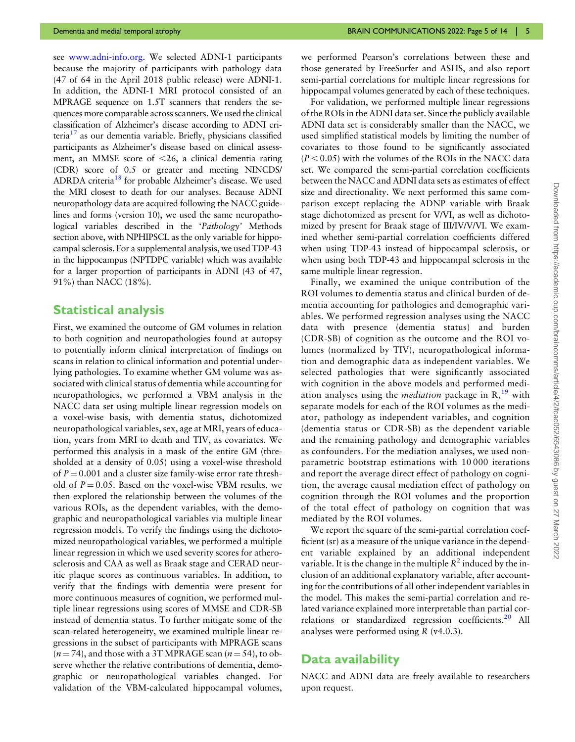see www.adni-info.org. We selected ADNI-1 participants because the majority of participants with pathology data (47 of 64 in the April 2018 public release) were ADNI-1. In addition, the ADNI-1 MRI protocol consisted of an MPRAGE sequence on 1.5T scanners that renders the sequences more comparable across scanners. We used the clinical classification of Alzheimer's disease according to ADNI criteria[17] as our dementia variable. Briefly, physicians classified participants as Alzheimer's disease based on clinical assessment, an MMSE score of <26, a clinical dementia rating (CDR) score of 0.5 or greater and meeting NINCDS/ADRDA criteria[18] for probable Alzheimer's disease. We used the MRI closest to death for our analyses. Because ADNI neuropathology data are acquired following the NACC guidelines and forms (version 10), we used the same neuropathological variables described in the '*Pathology*' Methods section above, with NPHIPSCL as the only variable for hippocampal sclerosis. For a supplemental analysis, we used TDP-43 in the hippocampus (NPTDPC variable) which was available for a larger proportion of participants in ADNI (43 of 47, 91%) than NACC (18%).

## Statistical analysis

First, we examined the outcome of GM volumes in relation to both cognition and neuropathologies found at autopsy to potentially inform clinical interpretation of findings on scans in relation to clinical information and potential underlying pathologies. To examine whether GM volume was associated with clinical status of dementia while accounting for neuropathologies, we performed a VBM analysis in the NACC data set using multiple linear regression models on a voxel-wise basis, with dementia status, dichotomized neuropathological variables, sex, age at MRI, years of education, years from MRI to death and TIV, as covariates. We performed this analysis in a mask of the entire GM (thresholded at a density of 0.05) using a voxel-wise threshold of $P = 0.001$ and a cluster size family-wise error rate threshold of $P = 0.05$. Based on the voxel-wise VBM results, we then explored the relationship between the volumes of the various ROIs, as the dependent variables, with the demographic and neuropathological variables via multiple linear regression models. To verify the findings using the dichotomized neuropathological variables, we performed a multiple linear regression in which we used severity scores for atherosclerosis and CAA as well as Braak stage and CERAD neuritic plaque scores as continuous variables. In addition, to verify that the findings with dementia were present for more continuous measures of cognition, we performed multiple linear regressions using scores of MMSE and CDR-SB instead of dementia status. To further mitigate some of the scan-related heterogeneity, we examined multiple linear regressions in the subset of participants with MPRAGE scans ($n = 74$), and those with a 3T MPRAGE scan ($n = 54$), to observe whether the relative contributions of dementia, demographic or neuropathological variables changed. For validation of the VBM-calculated hippocampal volumes, we performed Pearson's correlations between these and those generated by FreeSurfer and ASHS, and also report semi-partial correlations for multiple linear regressions for hippocampal volumes generated by each of these techniques.

For validation, we performed multiple linear regressions of the ROIs in the ADNI data set. Since the publicly available ADNI data set is considerably smaller than the NACC, we used simplified statistical models by limiting the number of covariates to those found to be significantly associated ($P < 0.05$) with the volumes of the ROIs in the NACC data set. We compared the semi-partial correlation coefficients between the NACC and ADNI data sets as estimates of effect size and directionality. We next performed this same comparison except replacing the ADNP variable with Braak stage dichotomized as present for V/VI, as well as dichotomized by present for Braak stage of III/IV/V/VI. We examined whether semi-partial correlation coefficients differed when using TDP-43 instead of hippocampal sclerosis, or when using both TDP-43 and hippocampal sclerosis in the same multiple linear regression.

Finally, we examined the unique contribution of the ROI volumes to dementia status and clinical burden of dementia accounting for pathologies and demographic variables. We performed regression analyses using the NACC data with presence (dementia status) and burden (CDR-SB) of cognition as the outcome and the ROI volumes (normalized by TIV), neuropathological information and demographic data as independent variables. We selected pathologies that were significantly associated with cognition in the above models and performed mediation analyses using the *mediation* package in R,[19] with separate models for each of the ROI volumes as the mediator, pathology as independent variables, and cognition (dementia status or CDR-SB) as the dependent variable and the remaining pathology and demographic variables as confounders. For the mediation analyses, we used non-parametric bootstrap estimations with 10 000 iterations and report the average direct effect of pathology on cognition, the average causal mediation effect of pathology on cognition through the ROI volumes and the proportion of the total effect of pathology on cognition that was mediated by the ROI volumes.

We report the square of the semi-partial correlation coefficient (sr) as a measure of the unique variance in the dependent variable explained by an additional independent variable. It is the change in the multiple $R^2$ induced by the inclusion of an additional explanatory variable, after accounting for the contributions of all other independent variables in the model. This makes the semi-partial correlation and related variance explained more interpretable than partial correlations or standardized regression coefficients.[20] All analyses were performed using *R* (v4.0.3).

## Data availability

NACC and ADNI data are freely available to researchers upon request.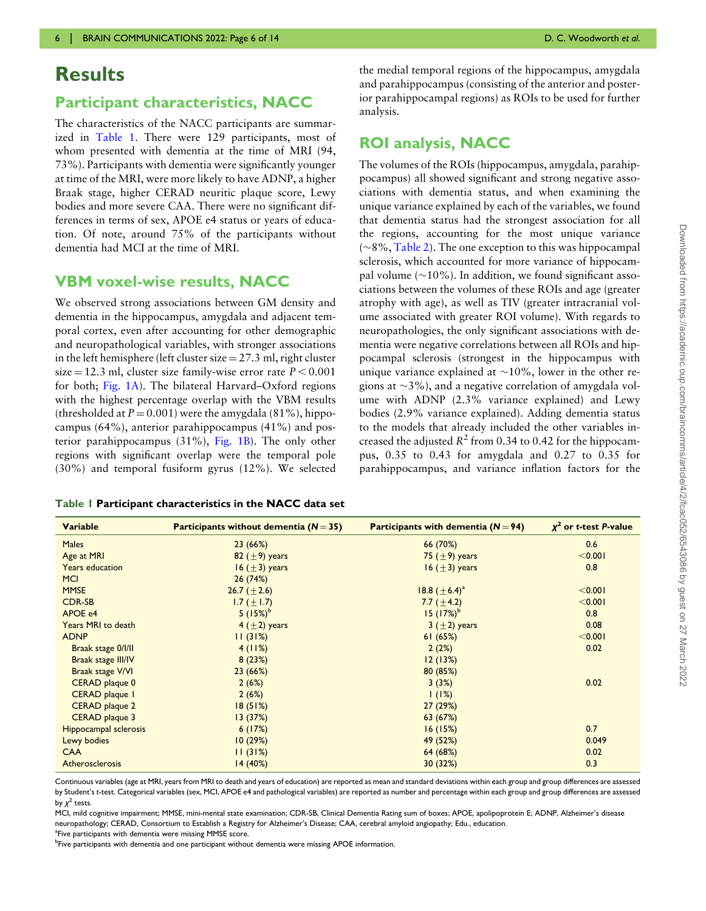# Results

## Participant characteristics, NACC

The characteristics of the NACC participants are summarized in Table 1. There were 129 participants, most of whom presented with dementia at the time of MRI (94, 73%). Participants with dementia were significantly younger at time of the MRI, were more likely to have ADNP, a higher Braak stage, higher CERAD neuritic plaque score, Lewy bodies and more severe CAA. There were no significant differences in terms of sex, APOE e4 status or years of education. Of note, around 75% of the participants without dementia had MCI at the time of MRI.

## VBM voxel-wise results, NACC

We observed strong associations between GM density and dementia in the hippocampus, amygdala and adjacent temporal cortex, even after accounting for other demographic and neuropathological variables, with stronger associations in the left hemisphere (left cluster size = 27.3 ml, right cluster size = 12.3 ml, cluster size family-wise error rate $P < 0.001$ for both; Fig. 1A). The bilateral Harvard–Oxford regions with the highest percentage overlap with the VBM results (thresholded at $P = 0.001$) were the amygdala (81%), hippocampus (64%), anterior parahippocampus (41%) and posterior parahippocampus (31%), Fig. 1B). The only other regions with significant overlap were the temporal pole (30%) and temporal fusiform gyrus (12%). We selected the medial temporal regions of the hippocampus, amygdala and parahippocampus (consisting of the anterior and posterior parahippocampal regions) as ROIs to be used for further analysis.

## ROI analysis, NACC

The volumes of the ROIs (hippocampus, amygdala, parahippocampus) all showed significant and strong negative associations with dementia status, and when examining the unique variance explained by each of the variables, we found that dementia status had the strongest association for all the regions, accounting for the most unique variance (~8%, Table 2). The one exception to this was hippocampal sclerosis, which accounted for more variance of hippocampal volume (~10%). In addition, we found significant associations between the volumes of these ROIs and age (greater atrophy with age), as well as TIV (greater intracranial volume associated with greater ROI volume). With regards to neuropathologies, the only significant associations with dementia were negative correlations between all ROIs and hippocampal sclerosis (strongest in the hippocampus with unique variance explained at ~10%, lower in the other regions at ~3%), and a negative correlation of amygdala volume with ADNP (2.3% variance explained) and Lewy bodies (2.9% variance explained). Adding dementia status to the models that already included the other variables increased the adjusted $R^2$ from 0.34 to 0.42 for the hippocampus, 0.35 to 0.43 for amygdala and 0.27 to 0.35 for parahippocampus, and variance inflation factors for the

**Table 1 Participant characteristics in the NACC data set**

| Variable | Participants without dementia ($N = 35$) | Participants with dementia ($N = 94$) | $\chi^2$ or t-test P-value |
|---|---|---|---|
| Males | 23 (66%) | 66 (70%) | 0.6 |
| Age at MRI | 82 (±9) years | 75 (±9) years | <0.001 |
| Years education | 16 (±3) years | 16 (±3) years | 0.8 |
| MCI | 26 (74%) | | |
| MMSE | 26.7 (±2.6) | 18.8 (±6.4)[a] | <0.001 |
| CDR-SB | 1.7 (±1.7) | 7.7 (±4.2) | <0.001 |
| APOE e4 | 5 (15%)[b] | 15 (17%)[b] | 0.8 |
| Years MRI to death | 4 (±2) years | 3 (±2) years | 0.08 |
| ADNP | 11 (31%) | 61 (65%) | <0.001 |
| Braak stage 0/I/II | 4 (11%) | 2 (2%) | 0.02 |
| Braak stage III/IV | 8 (23%) | 12 (13%) | |
| Braak stage V/VI | 23 (66%) | 80 (85%) | |
| CERAD plaque 0 | 2 (6%) | 3 (3%) | 0.02 |
| CERAD plaque 1 | 2 (6%) | 1 (1%) | |
| CERAD plaque 2 | 18 (51%) | 27 (29%) | |
| CERAD plaque 3 | 13 (37%) | 63 (67%) | |
| Hippocampal sclerosis | 6 (17%) | 16 (15%) | 0.7 |
| Lewy bodies | 10 (29%) | 49 (52%) | 0.049 |
| CAA | 11 (31%) | 64 (68%) | 0.02 |
| Atherosclerosis | 14 (40%) | 30 (32%) | 0.3 |

Continuous variables (age at MRI, years from MRI to death and years of education) are reported as mean and standard deviations within each group and group differences are assessed by Student's *t*-test. Categorical variables (sex, MCI, APOE e4 and pathological variables) are reported as number and percentage within each group and group differences are assessed by $\chi^2$ tests.

MCI, mild cognitive impairment; MMSE, mini-mental state examination; CDR-SB, Clinical Dementia Rating sum of boxes; APOE, apolipoprotein E; ADNP, Alzheimer's disease neuropathology; CERAD, Consortium to Establish a Registry for Alzheimer's Disease; CAA, cerebral amyloid angiopathy; Edu., education.

[a]Five participants with dementia were missing MMSE score.

[b]Five participants with dementia and one participant without dementia were missing APOE information.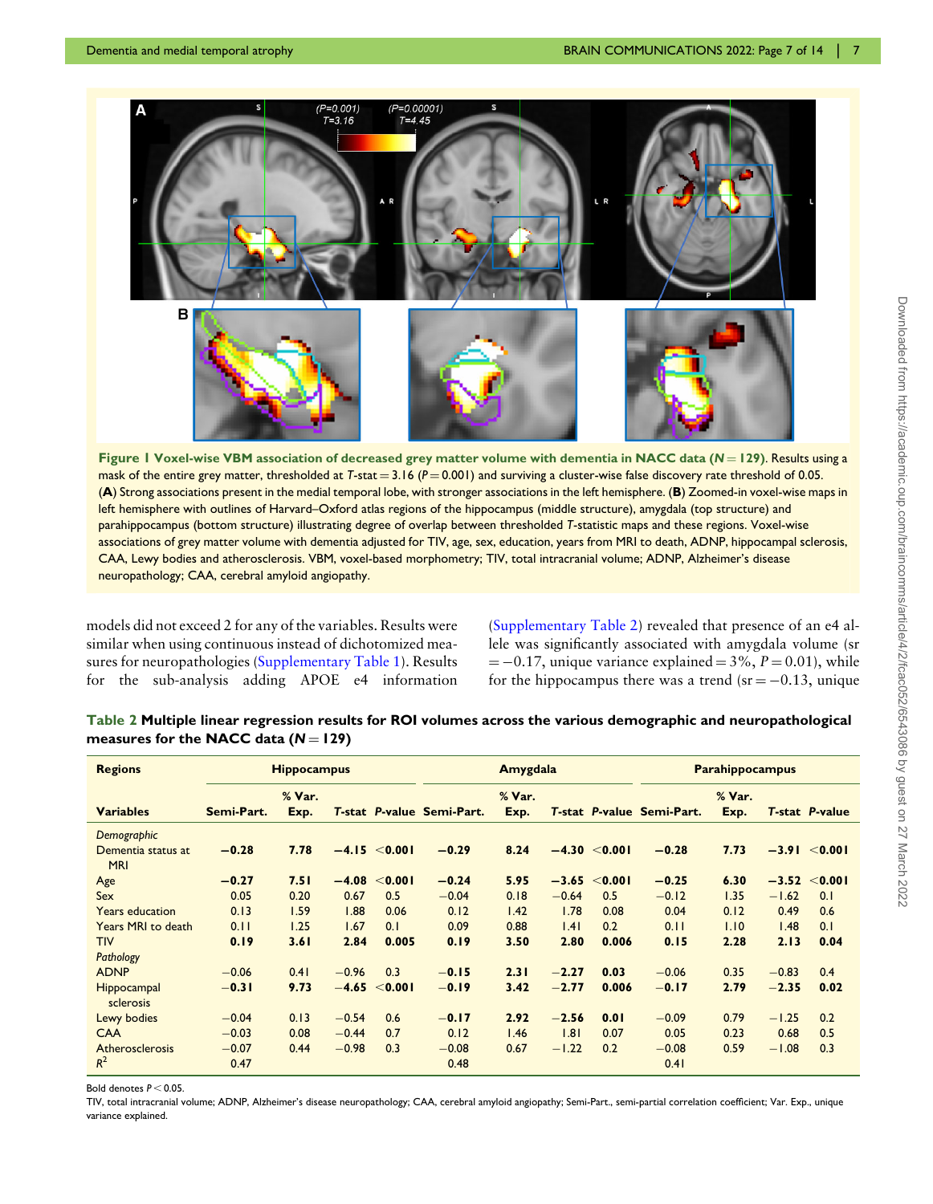Figure 1 Voxel-wise VBM association of decreased grey matter volume with dementia in NACC data ($N = 129$). Results using a mask of the entire grey matter, thresholded at T-stat = 3.16 ($P = 0.001$) and surviving a cluster-wise false discovery rate threshold of 0.05. (**A**) Strong associations present in the medial temporal lobe, with stronger associations in the left hemisphere. (**B**) Zoomed-in voxel-wise maps in left hemisphere with outlines of Harvard–Oxford atlas regions of the hippocampus (middle structure), amygdala (top structure) and parahippocampus (bottom structure) illustrating degree of overlap between thresholded T-statistic maps and these regions. Voxel-wise associations of grey matter volume with dementia adjusted for TIV, age, sex, education, years from MRI to death, ADNP, hippocampal sclerosis, CAA, Lewy bodies and atherosclerosis. VBM, voxel-based morphometry; TIV, total intracranial volume; ADNP, Alzheimer's disease neuropathology; CAA, cerebral amyloid angiopathy.

models did not exceed 2 for any of the variables. Results were similar when using continuous instead of dichotomized measures for neuropathologies (Supplementary Table 1). Results for the sub-analysis adding APOE e4 information (Supplementary Table 2) revealed that presence of an e4 allele was significantly associated with amygdala volume (sr = −0.17, unique variance explained = 3%, $P = 0.01$), while for the hippocampus there was a trend (sr = −0.13, unique

**Table 2 Multiple linear regression results for ROI volumes across the various demographic and neuropathological measures for the NACC data ($N = 129$)**

| Regions | Hippocampus | | | | Amygdala | | | | Parahippocampus | | | |
|---|---|---|---|---|---|---|---|---|---|---|---|---|
| Variables | Semi-Part. | % Var. Exp. | T-stat | P-value | Semi-Part. | % Var. Exp. | T-stat | P-value | Semi-Part. | % Var. Exp. | T-stat | P-value |
| *Demographic* | | | | | | | | | | | | |
| Dementia status at MRI | **−0.28** | **7.78** | **−4.15** | **<0.001** | **−0.29** | **8.24** | **−4.30** | **<0.001** | **−0.28** | **7.73** | **−3.91** | **<0.001** |
| Age | **−0.27** | **7.51** | **−4.08** | **<0.001** | **−0.24** | **5.95** | **−3.65** | **<0.001** | **−0.25** | **6.30** | **−3.52** | **<0.001** |
| Sex | 0.05 | 0.20 | 0.67 | 0.5 | −0.04 | 0.18 | −0.64 | 0.5 | −0.12 | 1.35 | −1.62 | 0.1 |
| Years education | 0.13 | 1.59 | 1.88 | 0.06 | 0.12 | 1.42 | 1.78 | 0.08 | 0.04 | 0.12 | 0.49 | 0.6 |
| Years MRI to death | 0.11 | 1.25 | 1.67 | 0.1 | 0.09 | 0.88 | 1.41 | 0.2 | 0.11 | 1.10 | 1.48 | 0.1 |
| TIV | **0.19** | **3.61** | **2.84** | **0.005** | **0.19** | **3.50** | **2.80** | **0.006** | **0.15** | **2.28** | **2.13** | **0.04** |
| *Pathology* | | | | | | | | | | | | |
| ADNP | −0.06 | 0.41 | −0.96 | 0.3 | **−0.15** | **2.31** | **−2.27** | **0.03** | −0.06 | 0.35 | −0.83 | 0.4 |
| Hippocampal sclerosis | **−0.31** | **9.73** | **−4.65** | **<0.001** | **−0.19** | **3.42** | **−2.77** | **0.006** | **−0.17** | **2.79** | **−2.35** | **0.02** |
| Lewy bodies | −0.04 | 0.13 | −0.54 | 0.6 | **−0.17** | **2.92** | **−2.56** | **0.01** | −0.09 | 0.79 | −1.25 | 0.2 |
| CAA | −0.03 | 0.08 | −0.44 | 0.7 | 0.12 | 1.46 | 1.81 | 0.07 | 0.05 | 0.23 | 0.68 | 0.5 |
| Atherosclerosis | −0.07 | 0.44 | −0.98 | 0.3 | −0.08 | 0.67 | −1.22 | 0.2 | −0.08 | 0.59 | −1.08 | 0.3 |
| $R^2$ | 0.47 | | | | 0.48 | | | | 0.41 | | | |

Bold denotes $P < 0.05$.

TIV, total intracranial volume; ADNP, Alzheimer's disease neuropathology; CAA, cerebral amyloid angiopathy; Semi-Part., semi-partial correlation coefficient; Var. Exp., unique variance explained.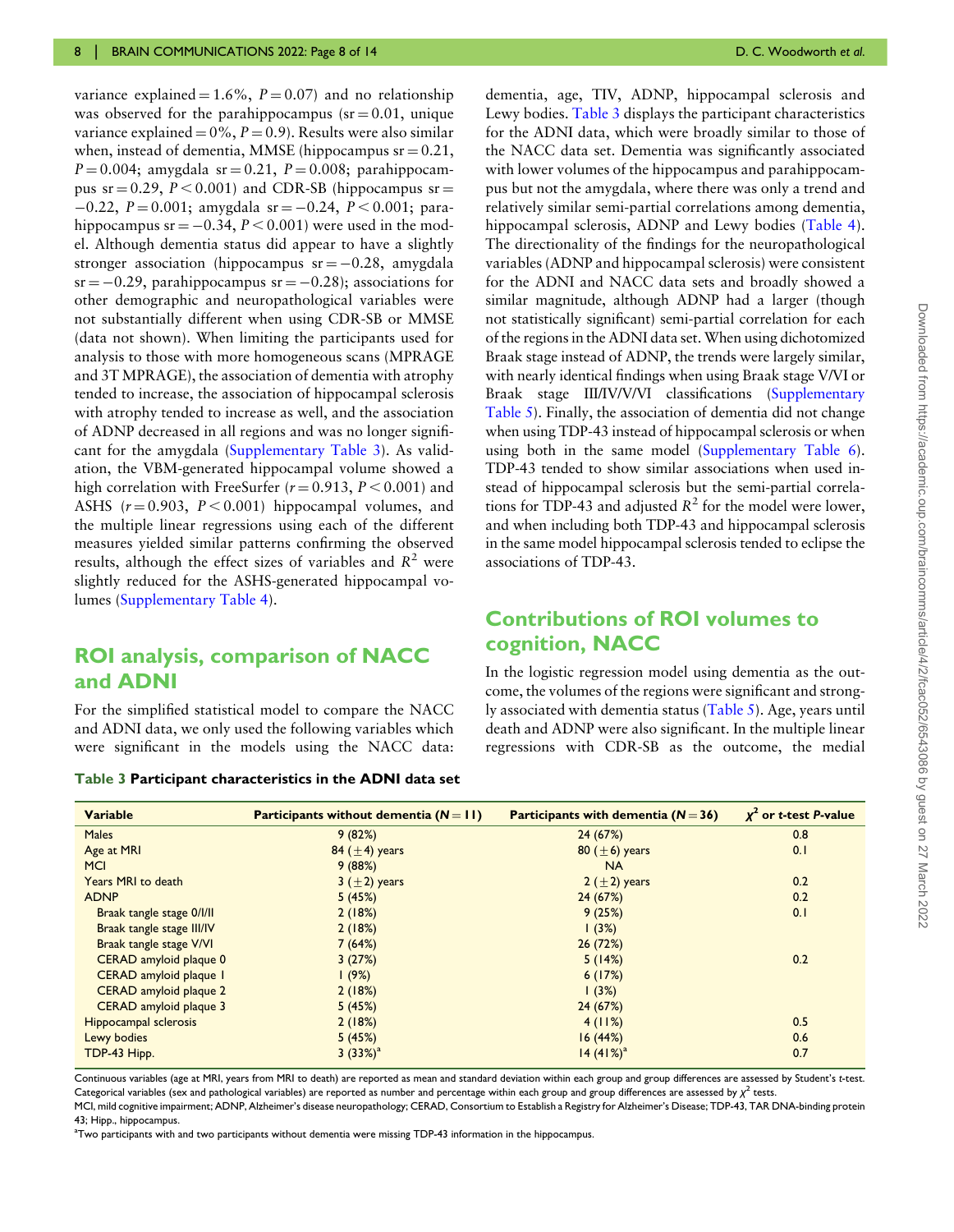variance explained = 1.6%, $P = 0.07$) and no relationship was observed for the parahippocampus (sr = 0.01, unique variance explained = 0%, $P = 0.9$). Results were also similar when, instead of dementia, MMSE (hippocampus sr = 0.21, $P = 0.004$; amygdala sr = 0.21, $P = 0.008$; parahippocampus sr = 0.29, $P < 0.001$) and CDR-SB (hippocampus sr = −0.22, $P = 0.001$; amygdala sr = −0.24, $P < 0.001$; parahippocampus sr = −0.34, $P < 0.001$) were used in the model. Although dementia status did appear to have a slightly stronger association (hippocampus sr = −0.28, amygdala sr = −0.29, parahippocampus sr = −0.28); associations for other demographic and neuropathological variables were not substantially different when using CDR-SB or MMSE (data not shown). When limiting the participants used for analysis to those with more homogeneous scans (MPRAGE and 3T MPRAGE), the association of dementia with atrophy tended to increase, the association of hippocampal sclerosis with atrophy tended to increase as well, and the association of ADNP decreased in all regions and was no longer significant for the amygdala (Supplementary Table 3). As validation, the VBM-generated hippocampal volume showed a high correlation with FreeSurfer ($r = 0.913$, $P < 0.001$) and ASHS ($r = 0.903$, $P < 0.001$) hippocampal volumes, and the multiple linear regressions using each of the different measures yielded similar patterns confirming the observed results, although the effect sizes of variables and $R^2$ were slightly reduced for the ASHS-generated hippocampal volumes (Supplementary Table 4).

## ROI analysis, comparison of NACC and ADNI

For the simplified statistical model to compare the NACC and ADNI data, we only used the following variables which were significant in the models using the NACC data: dementia, age, TIV, ADNP, hippocampal sclerosis and Lewy bodies. Table 3 displays the participant characteristics for the ADNI data, which were broadly similar to those of the NACC data set. Dementia was significantly associated with lower volumes of the hippocampus and parahippocampus but not the amygdala, where there was only a trend and relatively similar semi-partial correlations among dementia, hippocampal sclerosis, ADNP and Lewy bodies (Table 4). The directionality of the findings for the neuropathological variables (ADNP and hippocampal sclerosis) were consistent for the ADNI and NACC data sets and broadly showed a similar magnitude, although ADNP had a larger (though not statistically significant) semi-partial correlation for each of the regions in the ADNI data set. When using dichotomized Braak stage instead of ADNP, the trends were largely similar, with nearly identical findings when using Braak stage V/VI or Braak stage III/IV/V/VI classifications (Supplementary Table 5). Finally, the association of dementia did not change when using TDP-43 instead of hippocampal sclerosis or when using both in the same model (Supplementary Table 6). TDP-43 tended to show similar associations when used instead of hippocampal sclerosis but the semi-partial correlations for TDP-43 and adjusted $R^2$ for the model were lower, and when including both TDP-43 and hippocampal sclerosis in the same model hippocampal sclerosis tended to eclipse the associations of TDP-43.

## Contributions of ROI volumes to cognition, NACC

In the logistic regression model using dementia as the outcome, the volumes of the regions were significant and strongly associated with dementia status (Table 5). Age, years until death and ADNP were also significant. In the multiple linear regressions with CDR-SB as the outcome, the medial

**Table 3 Participant characteristics in the ADNI data set**

| Variable | Participants without dementia ($N = 11$) | Participants with dementia ($N = 36$) | $\chi^2$ or t-test P-value |
|---|---|---|---|
| Males | 9 (82%) | 24 (67%) | 0.8 |
| Age at MRI | 84 (±4) years | 80 (±6) years | 0.1 |
| MCI | 9 (88%) | NA | |
| Years MRI to death | 3 (±2) years | 2 (±2) years | 0.2 |
| ADNP | 5 (45%) | 24 (67%) | 0.2 |
| Braak tangle stage 0/I/II | 2 (18%) | 9 (25%) | 0.1 |
| Braak tangle stage III/IV | 2 (18%) | 1 (3%) | |
| Braak tangle stage V/VI | 7 (64%) | 26 (72%) | |
| CERAD amyloid plaque 0 | 3 (27%) | 5 (14%) | 0.2 |
| CERAD amyloid plaque 1 | 1 (9%) | 6 (17%) | |
| CERAD amyloid plaque 2 | 2 (18%) | 1 (3%) | |
| CERAD amyloid plaque 3 | 5 (45%) | 24 (67%) | |
| Hippocampal sclerosis | 2 (18%) | 4 (11%) | 0.5 |
| Lewy bodies | 5 (45%) | 16 (44%) | 0.6 |
| TDP-43 Hipp. | 3 (33%)[a] | 14 (41%)[a] | 0.7 |

Continuous variables (age at MRI, years from MRI to death) are reported as mean and standard deviation within each group and group differences are assessed by Student's t-test. Categorical variables (sex and pathological variables) are reported as number and percentage within each group and group differences are assessed by $\chi^2$ tests.
MCI, mild cognitive impairment; ADNP, Alzheimer's disease neuropathology; CERAD, Consortium to Establish a Registry for Alzheimer's Disease; TDP-43, TAR DNA-binding protein 43; Hipp., hippocampus.
[a]Two participants with and two participants without dementia were missing TDP-43 information in the hippocampus.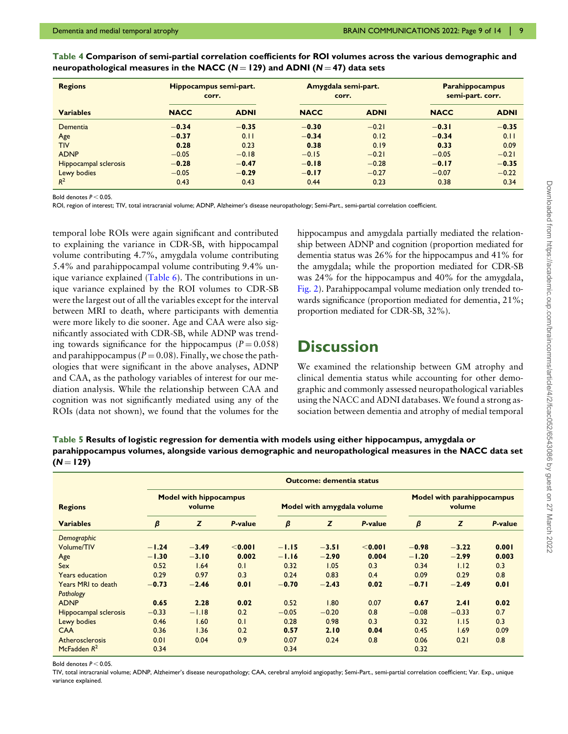**Table 4 Comparison of semi-partial correlation coefficients for ROI volumes across the various demographic and neuropathological measures in the NACC ($N = 129$) and ADNI ($N = 47$) data sets**

| Regions | Hippocampus semi-part. corr. | | Amygdala semi-part. corr. | | Parahippocampus semi-part. corr. | |
|---|---|---|---|---|---|---|
| **Variables** | **NACC** | **ADNI** | **NACC** | **ADNI** | **NACC** | **ADNI** |
| Dementia | **−0.34** | **−0.35** | **−0.30** | −0.21 | **−0.31** | **−0.35** |
| Age | **−0.37** | 0.11 | **−0.34** | 0.12 | **−0.34** | 0.11 |
| TIV | **0.28** | 0.23 | **0.38** | 0.19 | **0.33** | 0.09 |
| ADNP | −0.05 | −0.18 | −0.15 | −0.21 | −0.05 | −0.21 |
| Hippocampal sclerosis | **−0.28** | **−0.47** | **−0.18** | −0.28 | **−0.17** | **−0.35** |
| Lewy bodies | −0.05 | **−0.29** | **−0.17** | −0.27 | −0.07 | −0.22 |
| $R^2$ | 0.43 | 0.43 | 0.44 | 0.23 | 0.38 | 0.34 |

Bold denotes $P < 0.05$.

ROI, region of interest; TIV, total intracranial volume; ADNP, Alzheimer's disease neuropathology; Semi-Part., semi-partial correlation coefficient.

temporal lobe ROIs were again significant and contributed to explaining the variance in CDR-SB, with hippocampal volume contributing 4.7%, amygdala volume contributing 5.4% and parahippocampal volume contributing 9.4% unique variance explained (Table 6). The contributions in unique variance explained by the ROI volumes to CDR-SB were the largest out of all the variables except for the interval between MRI to death, where participants with dementia were more likely to die sooner. Age and CAA were also significantly associated with CDR-SB, while ADNP was trending towards significance for the hippocampus ($P = 0.058$) and parahippocampus ($P = 0.08$). Finally, we chose the pathologies that were significant in the above analyses, ADNP and CAA, as the pathology variables of interest for our mediation analysis. While the relationship between CAA and cognition was not significantly mediated using any of the ROIs (data not shown), we found that the volumes for the hippocampus and amygdala partially mediated the relationship between ADNP and cognition (proportion mediated for dementia status was 26% for the hippocampus and 41% for the amygdala; while the proportion mediated for CDR-SB was 24% for the hippocampus and 40% for the amygdala, Fig. 2). Parahippocampal volume mediation only trended towards significance (proportion mediated for dementia, 21%; proportion mediated for CDR-SB, 32%).

# Discussion

We examined the relationship between GM atrophy and clinical dementia status while accounting for other demographic and commonly assessed neuropathological variables using the NACC and ADNI databases. We found a strong association between dementia and atrophy of medial temporal

**Table 5 Results of logistic regression for dementia with models using either hippocampus, amygdala or parahippocampus volumes, alongside various demographic and neuropathological measures in the NACC data set ($N = 129$)**

| | Outcome: dementia status | | | | | | | | |
|---|---|---|---|---|---|---|---|---|---|
| **Regions** | Model with hippocampus volume | | | Model with amygdala volume | | | Model with parahippocampus volume | | |
| **Variables** | $\beta$ | $Z$ | $P$-value | $\beta$ | $Z$ | $P$-value | $\beta$ | $Z$ | $P$-value |
| *Demographic* | | | | | | | | | |
| Volume/TIV | **−1.24** | **−3.49** | **<0.001** | **−1.15** | **−3.51** | **<0.001** | **−0.98** | **−3.22** | **0.001** |
| Age | **−1.30** | **−3.10** | **0.002** | **−1.16** | **−2.90** | **0.004** | **−1.20** | **−2.99** | **0.003** |
| Sex | 0.52 | 1.64 | 0.1 | 0.32 | 1.05 | 0.3 | 0.34 | 1.12 | 0.3 |
| Years education | 0.29 | 0.97 | 0.3 | 0.24 | 0.83 | 0.4 | 0.09 | 0.29 | 0.8 |
| Years MRI to death | **−0.73** | **−2.46** | **0.01** | **−0.70** | **−2.43** | **0.02** | **−0.71** | **−2.49** | **0.01** |
| *Pathology* | | | | | | | | | |
| ADNP | **0.65** | **2.28** | **0.02** | 0.52 | 1.80 | 0.07 | **0.67** | **2.41** | **0.02** |
| Hippocampal sclerosis | −0.33 | −1.18 | 0.2 | −0.05 | −0.20 | 0.8 | −0.08 | −0.33 | 0.7 |
| Lewy bodies | 0.46 | 1.60 | 0.1 | 0.28 | 0.98 | 0.3 | 0.32 | 1.15 | 0.3 |
| CAA | 0.36 | 1.36 | 0.2 | **0.57** | **2.10** | **0.04** | 0.45 | 1.69 | 0.09 |
| Atherosclerosis | 0.01 | 0.04 | 0.9 | 0.07 | 0.24 | 0.8 | 0.06 | 0.21 | 0.8 |
| McFadden $R^2$ | 0.34 | | | 0.34 | | | 0.32 | | |

Bold denotes $P < 0.05$.

TIV, total intracranial volume; ADNP, Alzheimer's disease neuropathology; CAA, cerebral amyloid angiopathy; Semi-Part., semi-partial correlation coefficient; Var. Exp., unique variance explained.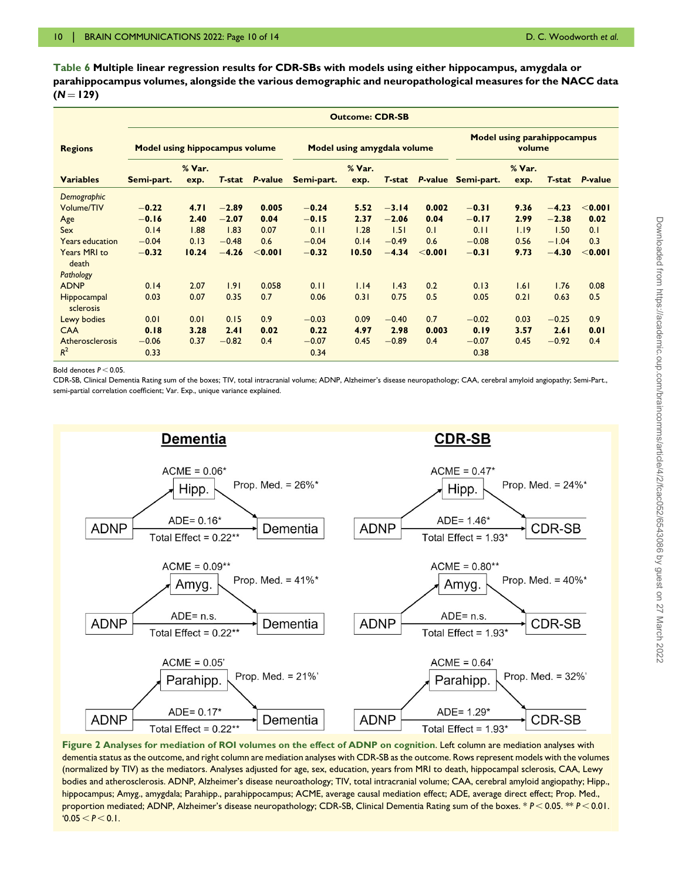**Table 6 Multiple linear regression results for CDR-SBs with models using either hippocampus, amygdala or parahippocampus volumes, alongside the various demographic and neuropathological measures for the NACC data ($N = 129$)**

| | Outcome: CDR-SB | | | | | | | | | | | |
|---|---|---|---|---|---|---|---|---|---|---|---|---|
| **Regions** | **Model using hippocampus volume** | | | | **Model using amygdala volume** | | | | **Model using parahippocampus volume** | | | |
| **Variables** | **Semi-part.** | **% Var. exp.** | ***T*-stat** | ***P*-value** | **Semi-part.** | **% Var. exp.** | ***T*-stat** | ***P*-value** | **Semi-part.** | **% Var. exp.** | ***T*-stat** | ***P*-value** |
| *Demographic* | | | | | | | | | | | | |
| Volume/TIV | **−0.22** | **4.71** | **−2.89** | **0.005** | **−0.24** | **5.52** | **−3.14** | **0.002** | **−0.31** | **9.36** | **−4.23** | **<0.001** |
| Age | **−0.16** | **2.40** | **−2.07** | **0.04** | **−0.15** | **2.37** | **−2.06** | **0.04** | **−0.17** | **2.99** | **−2.38** | **0.02** |
| Sex | 0.14 | 1.88 | 1.83 | 0.07 | 0.11 | 1.28 | 1.51 | 0.1 | 0.11 | 1.19 | 1.50 | 0.1 |
| Years education | −0.04 | 0.13 | −0.48 | 0.6 | −0.04 | 0.14 | −0.49 | 0.6 | −0.08 | 0.56 | −1.04 | 0.3 |
| Years MRI to death | **−0.32** | **10.24** | **−4.26** | **<0.001** | **−0.32** | **10.50** | **−4.34** | **<0.001** | **−0.31** | **9.73** | **−4.30** | **<0.001** |
| *Pathology* | | | | | | | | | | | | |
| ADNP | 0.14 | 2.07 | 1.91 | 0.058 | 0.11 | 1.14 | 1.43 | 0.2 | 0.13 | 1.61 | 1.76 | 0.08 |
| Hippocampal sclerosis | 0.03 | 0.07 | 0.35 | 0.7 | 0.06 | 0.31 | 0.75 | 0.5 | 0.05 | 0.21 | 0.63 | 0.5 |
| Lewy bodies | 0.01 | 0.01 | 0.15 | 0.9 | −0.03 | 0.09 | −0.40 | 0.7 | −0.02 | 0.03 | −0.25 | 0.9 |
| CAA | **0.18** | **3.28** | **2.41** | **0.02** | **0.22** | **4.97** | **2.98** | **0.003** | **0.19** | **3.57** | **2.61** | **0.01** |
| Atherosclerosis | −0.06 | 0.37 | −0.82 | 0.4 | −0.07 | 0.45 | −0.89 | 0.4 | −0.07 | 0.45 | −0.92 | 0.4 |
| $R^2$ | 0.33 | | | | 0.34 | | | | 0.38 | | | |

Bold denotes $P < 0.05$.

CDR-SB, Clinical Dementia Rating sum of the boxes; TIV, total intracranial volume; ADNP, Alzheimer's disease neuropathology; CAA, cerebral amyloid angiopathy; Semi-Part., semi-partial correlation coefficient; Var. Exp., unique variance explained.

**Figure 2 Analyses for mediation of ROI volumes on the effect of ADNP on cognition.** Left column are mediation analyses with dementia status as the outcome, and right column are mediation analyses with CDR-SB as the outcome. Rows represent models with the volumes (normalized by TIV) as the mediators. Analyses adjusted for age, sex, education, years from MRI to death, hippocampal sclerosis, CAA, Lewy bodies and atherosclerosis. ADNP, Alzheimer's disease neuroathology; TIV, total intracranial volume; CAA, cerebral amyloid angiopathy; Hipp., hippocampus; Amyg., amygdala; Parahipp., parahippocampus; ACME, average causal mediation effect; ADE, average direct effect; Prop. Med., proportion mediated; ADNP, Alzheimer's disease neuropathology; CDR-SB, Clinical Dementia Rating sum of the boxes. * $P < 0.05$. ** $P < 0.01$. ' $0.05 < P < 0.1$.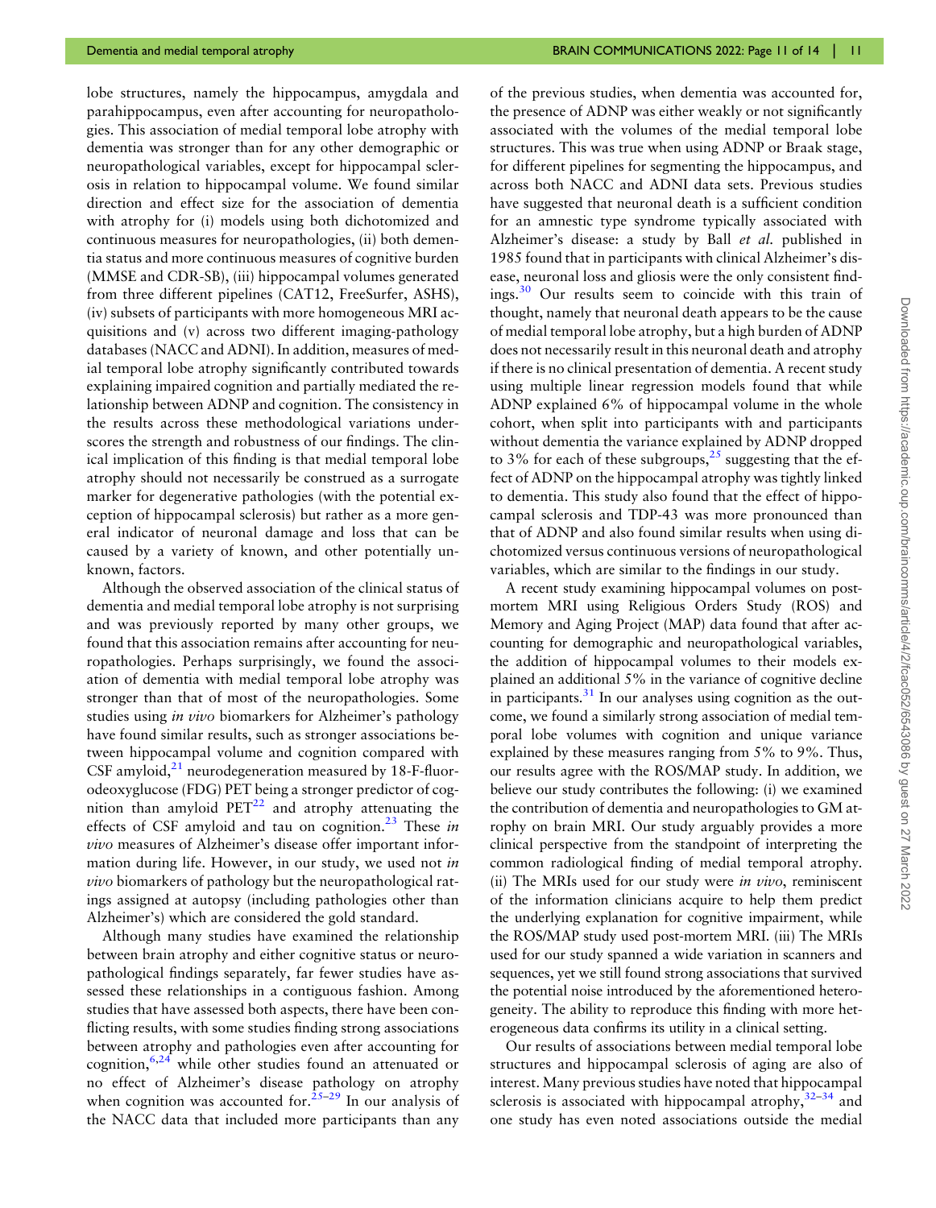lobe structures, namely the hippocampus, amygdala and parahippocampus, even after accounting for neuropathologies. This association of medial temporal lobe atrophy with dementia was stronger than for any other demographic or neuropathological variables, except for hippocampal sclerosis in relation to hippocampal volume. We found similar direction and effect size for the association of dementia with atrophy for (i) models using both dichotomized and continuous measures for neuropathologies, (ii) both dementia status and more continuous measures of cognitive burden (MMSE and CDR-SB), (iii) hippocampal volumes generated from three different pipelines (CAT12, FreeSurfer, ASHS), (iv) subsets of participants with more homogeneous MRI acquisitions and (v) across two different imaging-pathology databases (NACC and ADNI). In addition, measures of medial temporal lobe atrophy significantly contributed towards explaining impaired cognition and partially mediated the relationship between ADNP and cognition. The consistency in the results across these methodological variations underscores the strength and robustness of our findings. The clinical implication of this finding is that medial temporal lobe atrophy should not necessarily be construed as a surrogate marker for degenerative pathologies (with the potential exception of hippocampal sclerosis) but rather as a more general indicator of neuronal damage and loss that can be caused by a variety of known, and other potentially unknown, factors.

Although the observed association of the clinical status of dementia and medial temporal lobe atrophy is not surprising and was previously reported by many other groups, we found that this association remains after accounting for neuropathologies. Perhaps surprisingly, we found the association of dementia with medial temporal lobe atrophy was stronger than that of most of the neuropathologies. Some studies using *in vivo* biomarkers for Alzheimer's pathology have found similar results, such as stronger associations between hippocampal volume and cognition compared with CSF amyloid,[21] neurodegeneration measured by 18-F-fluorodeoxyglucose (FDG) PET being a stronger predictor of cognition than amyloid PET[22] and atrophy attenuating the effects of CSF amyloid and tau on cognition.[23] These *in vivo* measures of Alzheimer's disease offer important information during life. However, in our study, we used not *in vivo* biomarkers of pathology but the neuropathological ratings assigned at autopsy (including pathologies other than Alzheimer's) which are considered the gold standard.

Although many studies have examined the relationship between brain atrophy and either cognitive status or neuropathological findings separately, far fewer studies have assessed these relationships in a contiguous fashion. Among studies that have assessed both aspects, there have been conflicting results, with some studies finding strong associations between atrophy and pathologies even after accounting for cognition,[6,24] while other studies found an attenuated or no effect of Alzheimer's disease pathology on atrophy when cognition was accounted for.[25–29] In our analysis of the NACC data that included more participants than any of the previous studies, when dementia was accounted for, the presence of ADNP was either weakly or not significantly associated with the volumes of the medial temporal lobe structures. This was true when using ADNP or Braak stage, for different pipelines for segmenting the hippocampus, and across both NACC and ADNI data sets. Previous studies have suggested that neuronal death is a sufficient condition for an amnestic type syndrome typically associated with Alzheimer's disease: a study by Ball *et al.* published in 1985 found that in participants with clinical Alzheimer's disease, neuronal loss and gliosis were the only consistent findings.[30] Our results seem to coincide with this train of thought, namely that neuronal death appears to be the cause of medial temporal lobe atrophy, but a high burden of ADNP does not necessarily result in this neuronal death and atrophy if there is no clinical presentation of dementia. A recent study using multiple linear regression models found that while ADNP explained 6% of hippocampal volume in the whole cohort, when split into participants with and participants without dementia the variance explained by ADNP dropped to 3% for each of these subgroups,[25] suggesting that the effect of ADNP on the hippocampal atrophy was tightly linked to dementia. This study also found that the effect of hippocampal sclerosis and TDP-43 was more pronounced than that of ADNP and also found similar results when using dichotomized versus continuous versions of neuropathological variables, which are similar to the findings in our study.

A recent study examining hippocampal volumes on post-mortem MRI using Religious Orders Study (ROS) and Memory and Aging Project (MAP) data found that after accounting for demographic and neuropathological variables, the addition of hippocampal volumes to their models explained an additional 5% in the variance of cognitive decline in participants.[31] In our analyses using cognition as the outcome, we found a similarly strong association of medial temporal lobe volumes with cognition and unique variance explained by these measures ranging from 5% to 9%. Thus, our results agree with the ROS/MAP study. In addition, we believe our study contributes the following: (i) we examined the contribution of dementia and neuropathologies to GM atrophy on brain MRI. Our study arguably provides a more clinical perspective from the standpoint of interpreting the common radiological finding of medial temporal atrophy. (ii) The MRIs used for our study were *in vivo*, reminiscent of the information clinicians acquire to help them predict the underlying explanation for cognitive impairment, while the ROS/MAP study used post-mortem MRI. (iii) The MRIs used for our study spanned a wide variation in scanners and sequences, yet we still found strong associations that survived the potential noise introduced by the aforementioned heterogeneity. The ability to reproduce this finding with more heterogeneous data confirms its utility in a clinical setting.

Our results of associations between medial temporal lobe structures and hippocampal sclerosis of aging are also of interest. Many previous studies have noted that hippocampal sclerosis is associated with hippocampal atrophy,[32–34] and one study has even noted associations outside the medial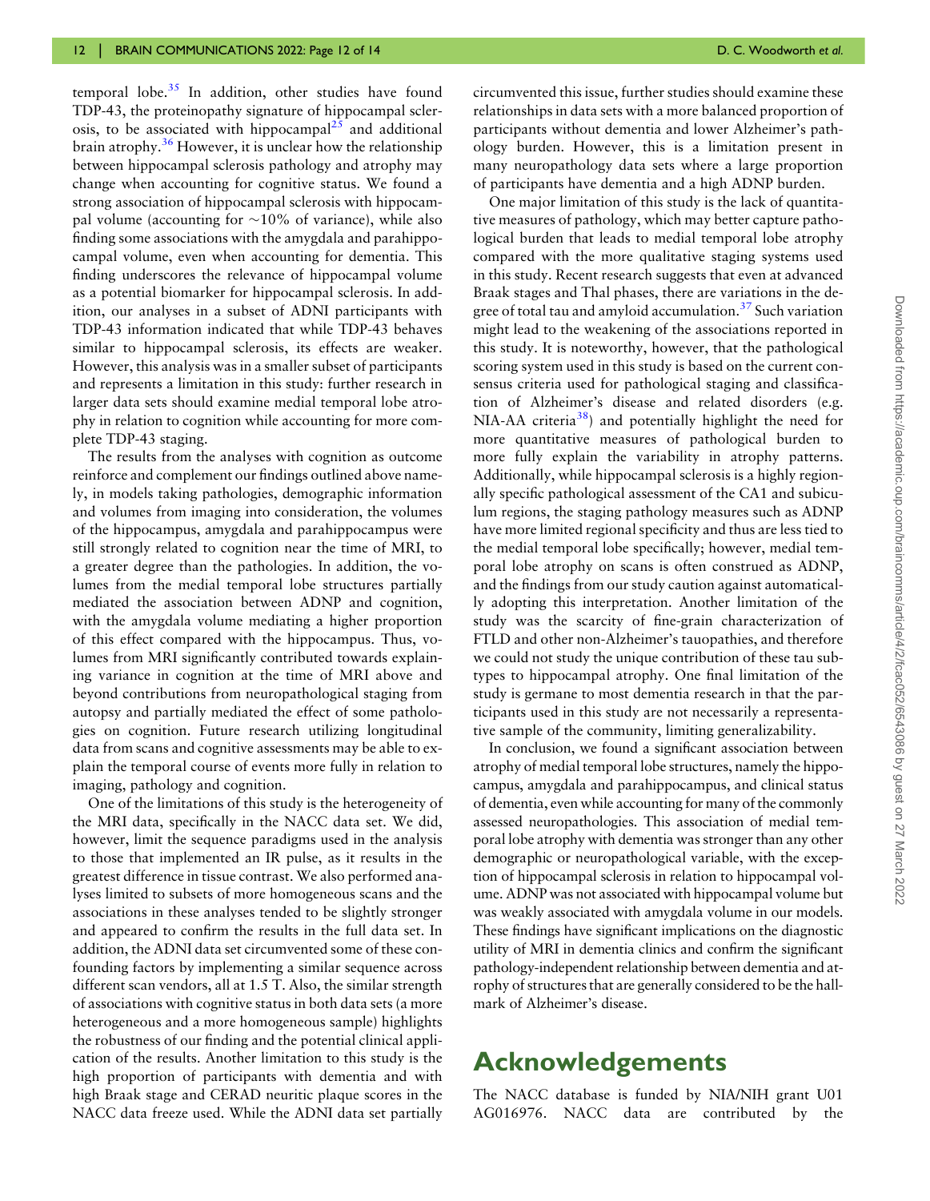temporal lobe.[35] In addition, other studies have found TDP-43, the proteinopathy signature of hippocampal sclerosis, to be associated with hippocampal[25] and additional brain atrophy.[36] However, it is unclear how the relationship between hippocampal sclerosis pathology and atrophy may change when accounting for cognitive status. We found a strong association of hippocampal sclerosis with hippocampal volume (accounting for ∼10% of variance), while also finding some associations with the amygdala and parahippocampal volume, even when accounting for dementia. This finding underscores the relevance of hippocampal volume as a potential biomarker for hippocampal sclerosis. In addition, our analyses in a subset of ADNI participants with TDP-43 information indicated that while TDP-43 behaves similar to hippocampal sclerosis, its effects are weaker. However, this analysis was in a smaller subset of participants and represents a limitation in this study: further research in larger data sets should examine medial temporal lobe atrophy in relation to cognition while accounting for more complete TDP-43 staging.

The results from the analyses with cognition as outcome reinforce and complement our findings outlined above namely, in models taking pathologies, demographic information and volumes from imaging into consideration, the volumes of the hippocampus, amygdala and parahippocampus were still strongly related to cognition near the time of MRI, to a greater degree than the pathologies. In addition, the volumes from the medial temporal lobe structures partially mediated the association between ADNP and cognition, with the amygdala volume mediating a higher proportion of this effect compared with the hippocampus. Thus, volumes from MRI significantly contributed towards explaining variance in cognition at the time of MRI above and beyond contributions from neuropathological staging from autopsy and partially mediated the effect of some pathologies on cognition. Future research utilizing longitudinal data from scans and cognitive assessments may be able to explain the temporal course of events more fully in relation to imaging, pathology and cognition.

One of the limitations of this study is the heterogeneity of the MRI data, specifically in the NACC data set. We did, however, limit the sequence paradigms used in the analysis to those that implemented an IR pulse, as it results in the greatest difference in tissue contrast. We also performed analyses limited to subsets of more homogeneous scans and the associations in these analyses tended to be slightly stronger and appeared to confirm the results in the full data set. In addition, the ADNI data set circumvented some of these confounding factors by implementing a similar sequence across different scan vendors, all at 1.5 T. Also, the similar strength of associations with cognitive status in both data sets (a more heterogeneous and a more homogeneous sample) highlights the robustness of our finding and the potential clinical application of the results. Another limitation to this study is the high proportion of participants with dementia and with high Braak stage and CERAD neuritic plaque scores in the NACC data freeze used. While the ADNI data set partially circumvented this issue, further studies should examine these relationships in data sets with a more balanced proportion of participants without dementia and lower Alzheimer's pathology burden. However, this is a limitation present in many neuropathology data sets where a large proportion of participants have dementia and a high ADNP burden.

One major limitation of this study is the lack of quantitative measures of pathology, which may better capture pathological burden that leads to medial temporal lobe atrophy compared with the more qualitative staging systems used in this study. Recent research suggests that even at advanced Braak stages and Thal phases, there are variations in the degree of total tau and amyloid accumulation.[37] Such variation might lead to the weakening of the associations reported in this study. It is noteworthy, however, that the pathological scoring system used in this study is based on the current consensus criteria used for pathological staging and classification of Alzheimer's disease and related disorders (e.g. NIA-AA criteria[38]) and potentially highlight the need for more quantitative measures of pathological burden to more fully explain the variability in atrophy patterns. Additionally, while hippocampal sclerosis is a highly regionally specific pathological assessment of the CA1 and subiculum regions, the staging pathology measures such as ADNP have more limited regional specificity and thus are less tied to the medial temporal lobe specifically; however, medial temporal lobe atrophy on scans is often construed as ADNP, and the findings from our study caution against automatically adopting this interpretation. Another limitation of the study was the scarcity of fine-grain characterization of FTLD and other non-Alzheimer's tauopathies, and therefore we could not study the unique contribution of these tau subtypes to hippocampal atrophy. One final limitation of the study is germane to most dementia research in that the participants used in this study are not necessarily a representative sample of the community, limiting generalizability.

In conclusion, we found a significant association between atrophy of medial temporal lobe structures, namely the hippocampus, amygdala and parahippocampus, and clinical status of dementia, even while accounting for many of the commonly assessed neuropathologies. This association of medial temporal lobe atrophy with dementia was stronger than any other demographic or neuropathological variable, with the exception of hippocampal sclerosis in relation to hippocampal volume. ADNP was not associated with hippocampal volume but was weakly associated with amygdala volume in our models. These findings have significant implications on the diagnostic utility of MRI in dementia clinics and confirm the significant pathology-independent relationship between dementia and atrophy of structures that are generally considered to be the hallmark of Alzheimer's disease.

# Acknowledgements

The NACC database is funded by NIA/NIH grant U01 AG016976. NACC data are contributed by the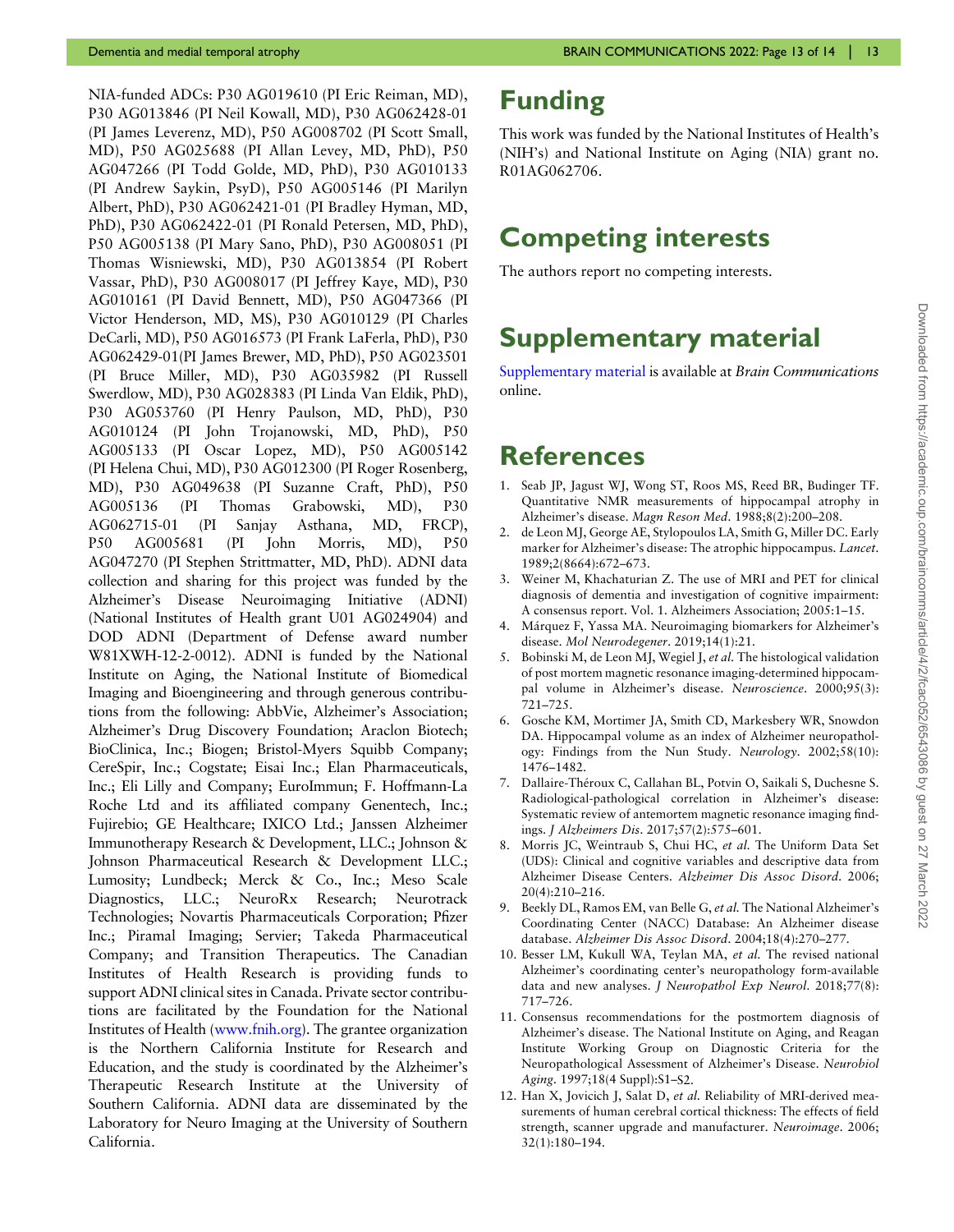NIA-funded ADCs: P30 AG019610 (PI Eric Reiman, MD), P30 AG013846 (PI Neil Kowall, MD), P30 AG062428-01 (PI James Leverenz, MD), P50 AG008702 (PI Scott Small, MD), P50 AG025688 (PI Allan Levey, MD, PhD), P50 AG047266 (PI Todd Golde, MD, PhD), P30 AG010133 (PI Andrew Saykin, PsyD), P50 AG005146 (PI Marilyn Albert, PhD), P30 AG062421-01 (PI Bradley Hyman, MD, PhD), P30 AG062422-01 (PI Ronald Petersen, MD, PhD), P50 AG005138 (PI Mary Sano, PhD), P30 AG008051 (PI Thomas Wisniewski, MD), P30 AG013854 (PI Robert Vassar, PhD), P30 AG008017 (PI Jeffrey Kaye, MD), P30 AG010161 (PI David Bennett, MD), P50 AG047366 (PI Victor Henderson, MD, MS), P30 AG010129 (PI Charles DeCarli, MD), P50 AG016573 (PI Frank LaFerla, PhD), P30 AG062429-01(PI James Brewer, MD, PhD), P50 AG023501 (PI Bruce Miller, MD), P30 AG035982 (PI Russell Swerdlow, MD), P30 AG028383 (PI Linda Van Eldik, PhD), P30 AG053760 (PI Henry Paulson, MD, PhD), P30 AG010124 (PI John Trojanowski, MD, PhD), P50 AG005133 (PI Oscar Lopez, MD), P50 AG005142 (PI Helena Chui, MD), P30 AG012300 (PI Roger Rosenberg, MD), P30 AG049638 (PI Suzanne Craft, PhD), P50 AG005136 (PI Thomas Grabowski, MD), P30 AG062715-01 (PI Sanjay Asthana, MD, FRCP), P50 AG005681 (PI John Morris, MD), P50 AG047270 (PI Stephen Strittmatter, MD, PhD). ADNI data collection and sharing for this project was funded by the Alzheimer's Disease Neuroimaging Initiative (ADNI) (National Institutes of Health grant U01 AG024904) and DOD ADNI (Department of Defense award number W81XWH-12-2-0012). ADNI is funded by the National Institute on Aging, the National Institute of Biomedical Imaging and Bioengineering and through generous contributions from the following: AbbVie, Alzheimer's Association; Alzheimer's Drug Discovery Foundation; Araclon Biotech; BioClinica, Inc.; Biogen; Bristol-Myers Squibb Company; CereSpir, Inc.; Cogstate; Eisai Inc.; Elan Pharmaceuticals, Inc.; Eli Lilly and Company; EuroImmun; F. Hoffmann-La Roche Ltd and its affiliated company Genentech, Inc.; Fujirebio; GE Healthcare; IXICO Ltd.; Janssen Alzheimer Immunotherapy Research & Development, LLC.; Johnson & Johnson Pharmaceutical Research & Development LLC.; Lumosity; Lundbeck; Merck & Co., Inc.; Meso Scale Diagnostics, LLC.; NeuroRx Research; Neurotrack Technologies; Novartis Pharmaceuticals Corporation; Pfizer Inc.; Piramal Imaging; Servier; Takeda Pharmaceutical Company; and Transition Therapeutics. The Canadian Institutes of Health Research is providing funds to support ADNI clinical sites in Canada. Private sector contributions are facilitated by the Foundation for the National Institutes of Health (www.fnih.org). The grantee organization is the Northern California Institute for Research and Education, and the study is coordinated by the Alzheimer's Therapeutic Research Institute at the University of Southern California. ADNI data are disseminated by the Laboratory for Neuro Imaging at the University of Southern California.

# Funding

This work was funded by the National Institutes of Health's (NIH's) and National Institute on Aging (NIA) grant no. R01AG062706.

# Competing interests

The authors report no competing interests.

# Supplementary material

Supplementary material is available at *Brain Communications* online.

# References

1. Seab JP, Jagust WJ, Wong ST, Roos MS, Reed BR, Budinger TF. Quantitative NMR measurements of hippocampal atrophy in Alzheimer's disease. *Magn Reson Med*. 1988;8(2):200–208.
2. de Leon MJ, George AE, Stylopoulos LA, Smith G, Miller DC. Early marker for Alzheimer's disease: The atrophic hippocampus. *Lancet*. 1989;2(8664):672–673.
3. Weiner M, Khachaturian Z. The use of MRI and PET for clinical diagnosis of dementia and investigation of cognitive impairment: A consensus report. Vol. 1. Alzheimers Association; 2005:1–15.
4. Márquez F, Yassa MA. Neuroimaging biomarkers for Alzheimer's disease. *Mol Neurodegener*. 2019;14(1):21.
5. Bobinski M, de Leon MJ, Wegiel J, *et al*. The histological validation of post mortem magnetic resonance imaging-determined hippocampal volume in Alzheimer's disease. *Neuroscience*. 2000;95(3): 721–725.
6. Gosche KM, Mortimer JA, Smith CD, Markesbery WR, Snowdon DA. Hippocampal volume as an index of Alzheimer neuropathology: Findings from the Nun Study. *Neurology*. 2002;58(10): 1476–1482.
7. Dallaire-Théroux C, Callahan BL, Potvin O, Saikali S, Duchesne S. Radiological-pathological correlation in Alzheimer's disease: Systematic review of antemortem magnetic resonance imaging findings. *J Alzheimers Dis*. 2017;57(2):575–601.
8. Morris JC, Weintraub S, Chui HC, *et al*. The Uniform Data Set (UDS): Clinical and cognitive variables and descriptive data from Alzheimer Disease Centers. *Alzheimer Dis Assoc Disord*. 2006; 20(4):210–216.
9. Beekly DL, Ramos EM, van Belle G, *et al*. The National Alzheimer's Coordinating Center (NACC) Database: An Alzheimer disease database. *Alzheimer Dis Assoc Disord*. 2004;18(4):270–277.
10. Besser LM, Kukull WA, Teylan MA, *et al*. The revised national Alzheimer's coordinating center's neuropathology form-available data and new analyses. *J Neuropathol Exp Neurol*. 2018;77(8): 717–726.
11. Consensus recommendations for the postmortem diagnosis of Alzheimer's disease. The National Institute on Aging, and Reagan Institute Working Group on Diagnostic Criteria for the Neuropathological Assessment of Alzheimer's Disease. *Neurobiol Aging*. 1997;18(4 Suppl):S1–S2.
12. Han X, Jovicich J, Salat D, *et al*. Reliability of MRI-derived measurements of human cerebral cortical thickness: The effects of field strength, scanner upgrade and manufacturer. *Neuroimage*. 2006; 32(1):180–194.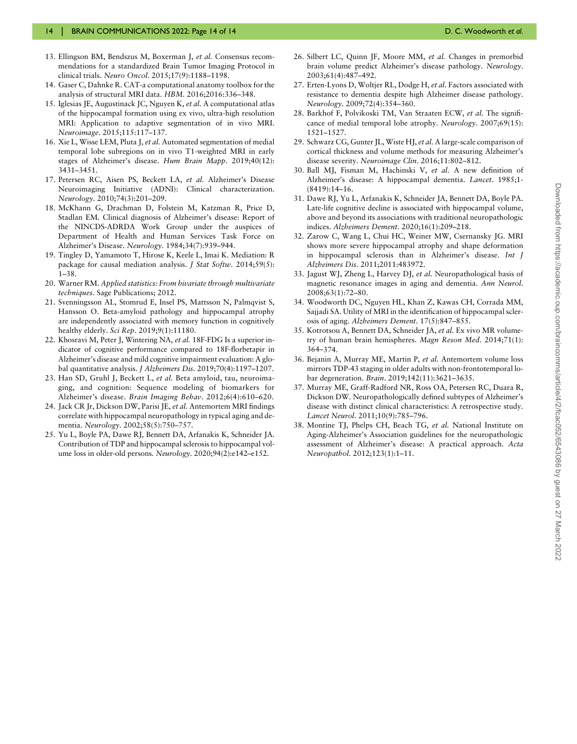13. Ellingson BM, Bendszus M, Boxerman J, *et al.* Consensus recommendations for a standardized Brain Tumor Imaging Protocol in clinical trials. *Neuro Oncol*. 2015;17(9):1188–1198.
14. Gaser C, Dahnke R. CAT-a computational anatomy toolbox for the analysis of structural MRI data. *HBM*. 2016;2016:336–348.
15. Iglesias JE, Augustinack JC, Nguyen K, *et al.* A computational atlas of the hippocampal formation using ex vivo, ultra-high resolution MRI: Application to adaptive segmentation of in vivo MRI. *Neuroimage*. 2015;115:117–137.
16. Xie L, Wisse LEM, Pluta J, *et al.* Automated segmentation of medial temporal lobe subregions on in vivo T1-weighted MRI in early stages of Alzheimer's disease. *Hum Brain Mapp*. 2019;40(12): 3431–3451.
17. Petersen RC, Aisen PS, Beckett LA, *et al.* Alzheimer's Disease Neuroimaging Initiative (ADNI): Clinical characterization. *Neurology*. 2010;74(3):201–209.
18. McKhann G, Drachman D, Folstein M, Katzman R, Price D, Stadlan EM. Clinical diagnosis of Alzheimer's disease: Report of the NINCDS-ADRDA Work Group under the auspices of Department of Health and Human Services Task Force on Alzheimer's Disease. *Neurology*. 1984;34(7):939–944.
19. Tingley D, Yamamoto T, Hirose K, Keele L, Imai K. Mediation: R package for causal mediation analysis. *J Stat Softw*. 2014;59(5): 1–38.
20. Warner RM. *Applied statistics: From bivariate through multivariate techniques*. Sage Publications; 2012.
21. Svenningsson AL, Stomrud E, Insel PS, Mattsson N, Palmqvist S, Hansson O. Beta-amyloid pathology and hippocampal atrophy are independently associated with memory function in cognitively healthy elderly. *Sci Rep*. 2019;9(1):11180.
22. Khosravi M, Peter J, Wintering NA, *et al.* 18F-FDG Is a superior indicator of cognitive performance compared to 18F-florbetapir in Alzheimer's disease and mild cognitive impairment evaluation: A global quantitative analysis. *J Alzheimers Dis*. 2019;70(4):1197–1207.
23. Han SD, Gruhl J, Beckett L, *et al.* Beta amyloid, tau, neuroimaging, and cognition: Sequence modeling of biomarkers for Alzheimer's disease. *Brain Imaging Behav*. 2012;6(4):610–620.
24. Jack CR Jr, Dickson DW, Parisi JE, *et al.* Antemortem MRI findings correlate with hippocampal neuropathology in typical aging and dementia. *Neurology*. 2002;58(5):750–757.
25. Yu L, Boyle PA, Dawe RJ, Bennett DA, Arfanakis K, Schneider JA. Contribution of TDP and hippocampal sclerosis to hippocampal volume loss in older-old persons. *Neurology*. 2020;94(2):e142–e152.
26. Silbert LC, Quinn JF, Moore MM, *et al.* Changes in premorbid brain volume predict Alzheimer's disease pathology. *Neurology*. 2003;61(4):487–492.
27. Erten-Lyons D, Woltjer RL, Dodge H, *et al.* Factors associated with resistance to dementia despite high Alzheimer disease pathology. *Neurology*. 2009;72(4):354–360.
28. Barkhof F, Polvikoski TM, Van Straaten ECW, *et al.* The significance of medial temporal lobe atrophy. *Neurology*. 2007;69(15): 1521–1527.
29. Schwarz CG, Gunter JL, Wiste HJ, *et al.* A large-scale comparison of cortical thickness and volume methods for measuring Alzheimer's disease severity. *Neuroimage Clin*. 2016;11:802–812.
30. Ball MJ, Fisman M, Hachinski V, *et al.* A new definition of Alzheimer's disease: A hippocampal dementia. *Lancet*. 1985;1-(8419):14–16.
31. Dawe RJ, Yu L, Arfanakis K, Schneider JA, Bennett DA, Boyle PA. Late-life cognitive decline is associated with hippocampal volume, above and beyond its associations with traditional neuropathologic indices. *Alzheimers Dement*. 2020;16(1):209–218.
32. Zarow C, Wang L, Chui HC, Weiner MW, Csernansky JG. MRI shows more severe hippocampal atrophy and shape deformation in hippocampal sclerosis than in Alzheimer's disease. *Int J Alzheimers Dis*. 2011;2011:483972.
33. Jagust WJ, Zheng L, Harvey DJ, *et al.* Neuropathological basis of magnetic resonance images in aging and dementia. *Ann Neurol*. 2008;63(1):72–80.
34. Woodworth DC, Nguyen HL, Khan Z, Kawas CH, Corrada MM, Sajjadi SA. Utility of MRI in the identification of hippocampal sclerosis of aging. *Alzheimers Dement*. 17(5):847–855.
35. Kotrotsou A, Bennett DA, Schneider JA, *et al.* Ex vivo MR volumetry of human brain hemispheres. *Magn Reson Med*. 2014;71(1): 364–374.
36. Bejanin A, Murray ME, Martin P, *et al.* Antemortem volume loss mirrors TDP-43 staging in older adults with non-frontotemporal lobar degeneration. *Brain*. 2019;142(11):3621–3635.
37. Murray ME, Graff-Radford NR, Ross OA, Petersen RC, Duara R, Dickson DW. Neuropathologically defined subtypes of Alzheimer's disease with distinct clinical characteristics: A retrospective study. *Lancet Neurol*. 2011;10(9):785–796.
38. Montine TJ, Phelps CH, Beach TG, *et al.* National Institute on Aging-Alzheimer's Association guidelines for the neuropathologic assessment of Alzheimer's disease: A practical approach. *Acta Neuropathol*. 2012;123(1):1–11.